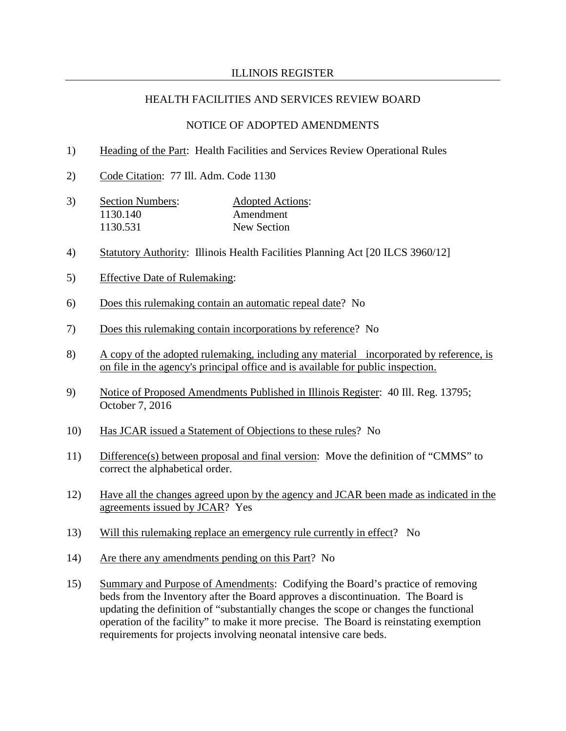ILLINOIS REGISTER

HEALTH FACILITIES AND SERVICES REVIEW BOARD

NOTICE OF ADOPTED AMENDMENTS

1) Heading of the Part: Health Facilities and Services Review Operational Rules

2) Code Citation: 77 Ill. Adm. Code 1130

3) 

| Section Numbers: | Adopted Actions: |
|---|---|
| 1130.140 | Amendment |
| 1130.531 | New Section |

4) Statutory Authority: Illinois Health Facilities Planning Act [20 ILCS 3960/12]

5) Effective Date of Rulemaking:

6) Does this rulemaking contain an automatic repeal date? No

7) Does this rulemaking contain incorporations by reference? No

8) A copy of the adopted rulemaking, including any material incorporated by reference, is on file in the agency's principal office and is available for public inspection.

9) Notice of Proposed Amendments Published in Illinois Register: 40 Ill. Reg. 13795; October 7, 2016

10) Has JCAR issued a Statement of Objections to these rules? No

11) Difference(s) between proposal and final version: Move the definition of "CMMS" to correct the alphabetical order.

12) Have all the changes agreed upon by the agency and JCAR been made as indicated in the agreements issued by JCAR? Yes

13) Will this rulemaking replace an emergency rule currently in effect? No

14) Are there any amendments pending on this Part? No

15) Summary and Purpose of Amendments: Codifying the Board's practice of removing beds from the Inventory after the Board approves a discontinuation. The Board is updating the definition of "substantially changes the scope or changes the functional operation of the facility" to make it more precise. The Board is reinstating exemption requirements for projects involving neonatal intensive care beds.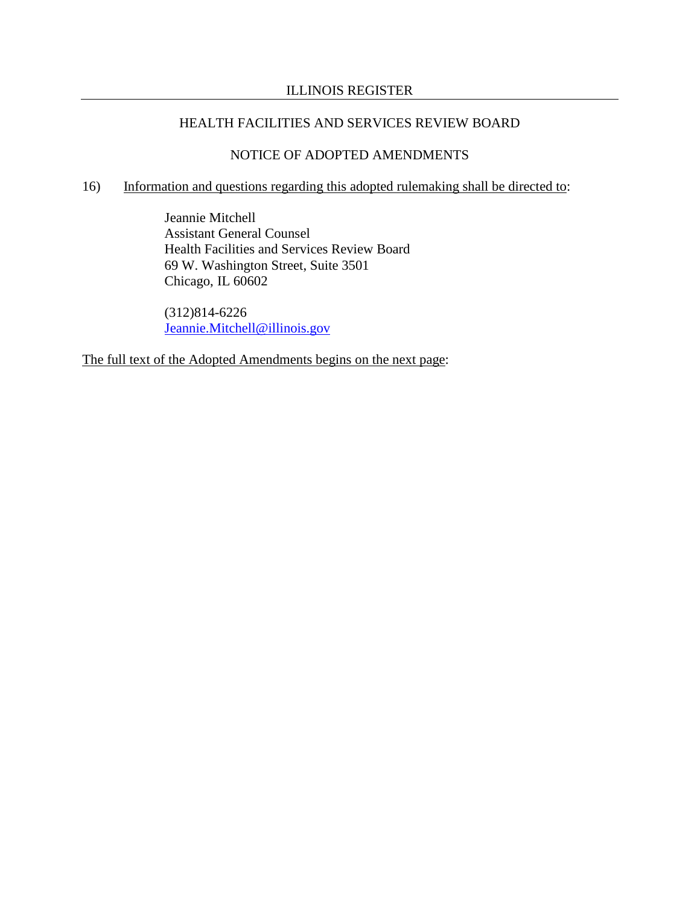HEALTH FACILITIES AND SERVICES REVIEW BOARD

NOTICE OF ADOPTED AMENDMENTS

16) Information and questions regarding this adopted rulemaking shall be directed to:

Jeannie Mitchell
Assistant General Counsel
Health Facilities and Services Review Board
69 W. Washington Street, Suite 3501
Chicago, IL 60602

(312)814-6226
Jeannie.Mitchell@illinois.gov

The full text of the Adopted Amendments begins on the next page: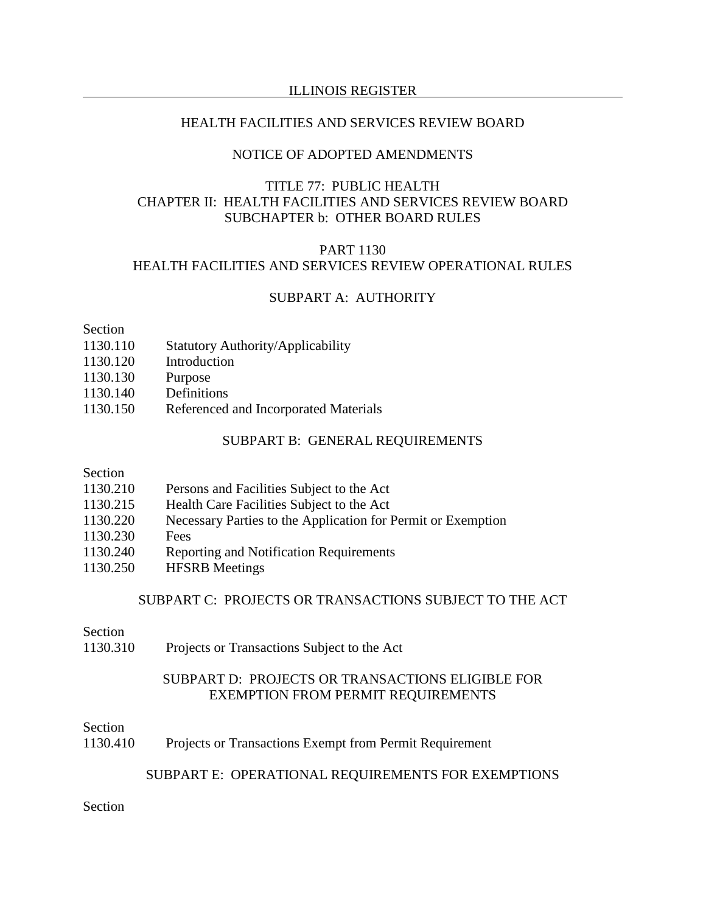HEALTH FACILITIES AND SERVICES REVIEW BOARD

NOTICE OF ADOPTED AMENDMENTS

TITLE 77: PUBLIC HEALTH
CHAPTER II: HEALTH FACILITIES AND SERVICES REVIEW BOARD
SUBCHAPTER b: OTHER BOARD RULES

PART 1130
HEALTH FACILITIES AND SERVICES REVIEW OPERATIONAL RULES

SUBPART A: AUTHORITY

| Section | |
|---|---|
| 1130.110 | Statutory Authority/Applicability |
| 1130.120 | Introduction |
| 1130.130 | Purpose |
| 1130.140 | Definitions |
| 1130.150 | Referenced and Incorporated Materials |

SUBPART B: GENERAL REQUIREMENTS

| Section | |
|---|---|
| 1130.210 | Persons and Facilities Subject to the Act |
| 1130.215 | Health Care Facilities Subject to the Act |
| 1130.220 | Necessary Parties to the Application for Permit or Exemption |
| 1130.230 | Fees |
| 1130.240 | Reporting and Notification Requirements |
| 1130.250 | HFSRB Meetings |

SUBPART C: PROJECTS OR TRANSACTIONS SUBJECT TO THE ACT

| Section | |
|---|---|
| 1130.310 | Projects or Transactions Subject to the Act |

SUBPART D: PROJECTS OR TRANSACTIONS ELIGIBLE FOR EXEMPTION FROM PERMIT REQUIREMENTS

| Section | |
|---|---|
| 1130.410 | Projects or Transactions Exempt from Permit Requirement |

SUBPART E: OPERATIONAL REQUIREMENTS FOR EXEMPTIONS

Section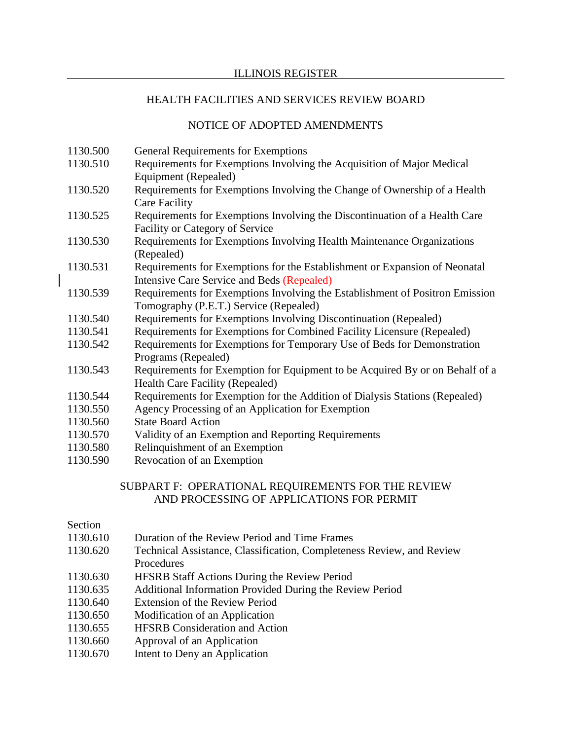1130.500 General Requirements for Exemptions

1130.510 Requirements for Exemptions Involving the Acquisition of Major Medical Equipment (Repealed)

1130.520 Requirements for Exemptions Involving the Change of Ownership of a Health Care Facility

1130.525 Requirements for Exemptions Involving the Discontinuation of a Health Care Facility or Category of Service

1130.530 Requirements for Exemptions Involving Health Maintenance Organizations (Repealed)

1130.531 Requirements for Exemptions for the Establishment or Expansion of Neonatal Intensive Care Service and Beds ~~(Repealed)~~

1130.539 Requirements for Exemptions Involving the Establishment of Positron Emission Tomography (P.E.T.) Service (Repealed)

1130.540 Requirements for Exemptions Involving Discontinuation (Repealed)

1130.541 Requirements for Exemptions for Combined Facility Licensure (Repealed)

1130.542 Requirements for Exemptions for Temporary Use of Beds for Demonstration Programs (Repealed)

1130.543 Requirements for Exemption for Equipment to be Acquired By or on Behalf of a Health Care Facility (Repealed)

1130.544 Requirements for Exemption for the Addition of Dialysis Stations (Repealed)

1130.550 Agency Processing of an Application for Exemption

1130.560 State Board Action

1130.570 Validity of an Exemption and Reporting Requirements

1130.580 Relinquishment of an Exemption

1130.590 Revocation of an Exemption

## SUBPART F: OPERATIONAL REQUIREMENTS FOR THE REVIEW AND PROCESSING OF APPLICATIONS FOR PERMIT

Section

1130.610 Duration of the Review Period and Time Frames

1130.620 Technical Assistance, Classification, Completeness Review, and Review Procedures

1130.630 HFSRB Staff Actions During the Review Period

1130.635 Additional Information Provided During the Review Period

1130.640 Extension of the Review Period

1130.650 Modification of an Application

1130.655 HFSRB Consideration and Action

1130.660 Approval of an Application

1130.670 Intent to Deny an Application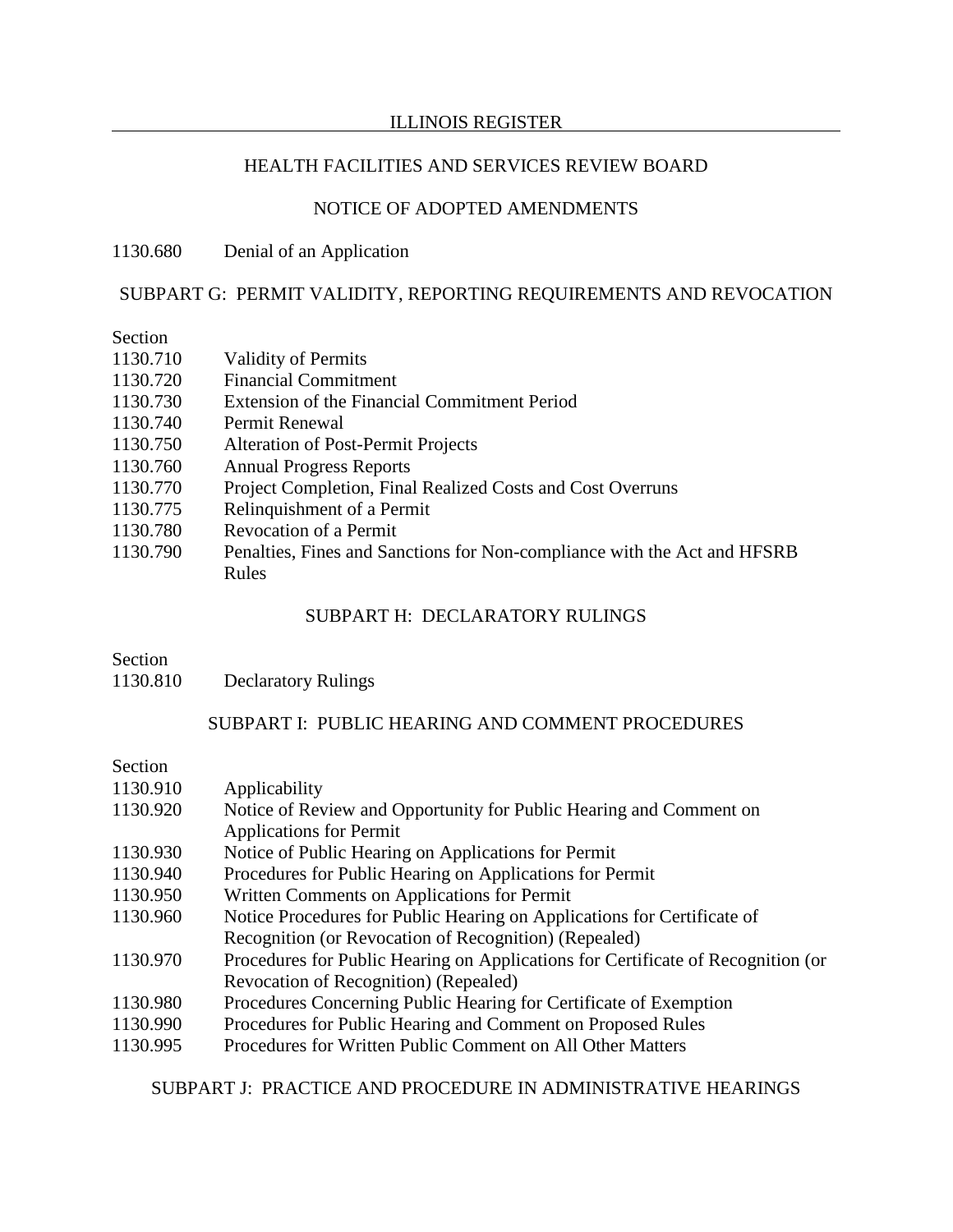1130.680 Denial of an Application

SUBPART G: PERMIT VALIDITY, REPORTING REQUIREMENTS AND REVOCATION

| Section | |
|---|---|
| 1130.710 | Validity of Permits |
| 1130.720 | Financial Commitment |
| 1130.730 | Extension of the Financial Commitment Period |
| 1130.740 | Permit Renewal |
| 1130.750 | Alteration of Post-Permit Projects |
| 1130.760 | Annual Progress Reports |
| 1130.770 | Project Completion, Final Realized Costs and Cost Overruns |
| 1130.775 | Relinquishment of a Permit |
| 1130.780 | Revocation of a Permit |
| 1130.790 | Penalties, Fines and Sanctions for Non-compliance with the Act and HFSRB Rules |

SUBPART H: DECLARATORY RULINGS

| Section | |
|---|---|
| 1130.810 | Declaratory Rulings |

SUBPART I: PUBLIC HEARING AND COMMENT PROCEDURES

| Section | |
|---|---|
| 1130.910 | Applicability |
| 1130.920 | Notice of Review and Opportunity for Public Hearing and Comment on Applications for Permit |
| 1130.930 | Notice of Public Hearing on Applications for Permit |
| 1130.940 | Procedures for Public Hearing on Applications for Permit |
| 1130.950 | Written Comments on Applications for Permit |
| 1130.960 | Notice Procedures for Public Hearing on Applications for Certificate of Recognition (or Revocation of Recognition) (Repealed) |
| 1130.970 | Procedures for Public Hearing on Applications for Certificate of Recognition (or Revocation of Recognition) (Repealed) |
| 1130.980 | Procedures Concerning Public Hearing for Certificate of Exemption |
| 1130.990 | Procedures for Public Hearing and Comment on Proposed Rules |
| 1130.995 | Procedures for Written Public Comment on All Other Matters |

SUBPART J: PRACTICE AND PROCEDURE IN ADMINISTRATIVE HEARINGS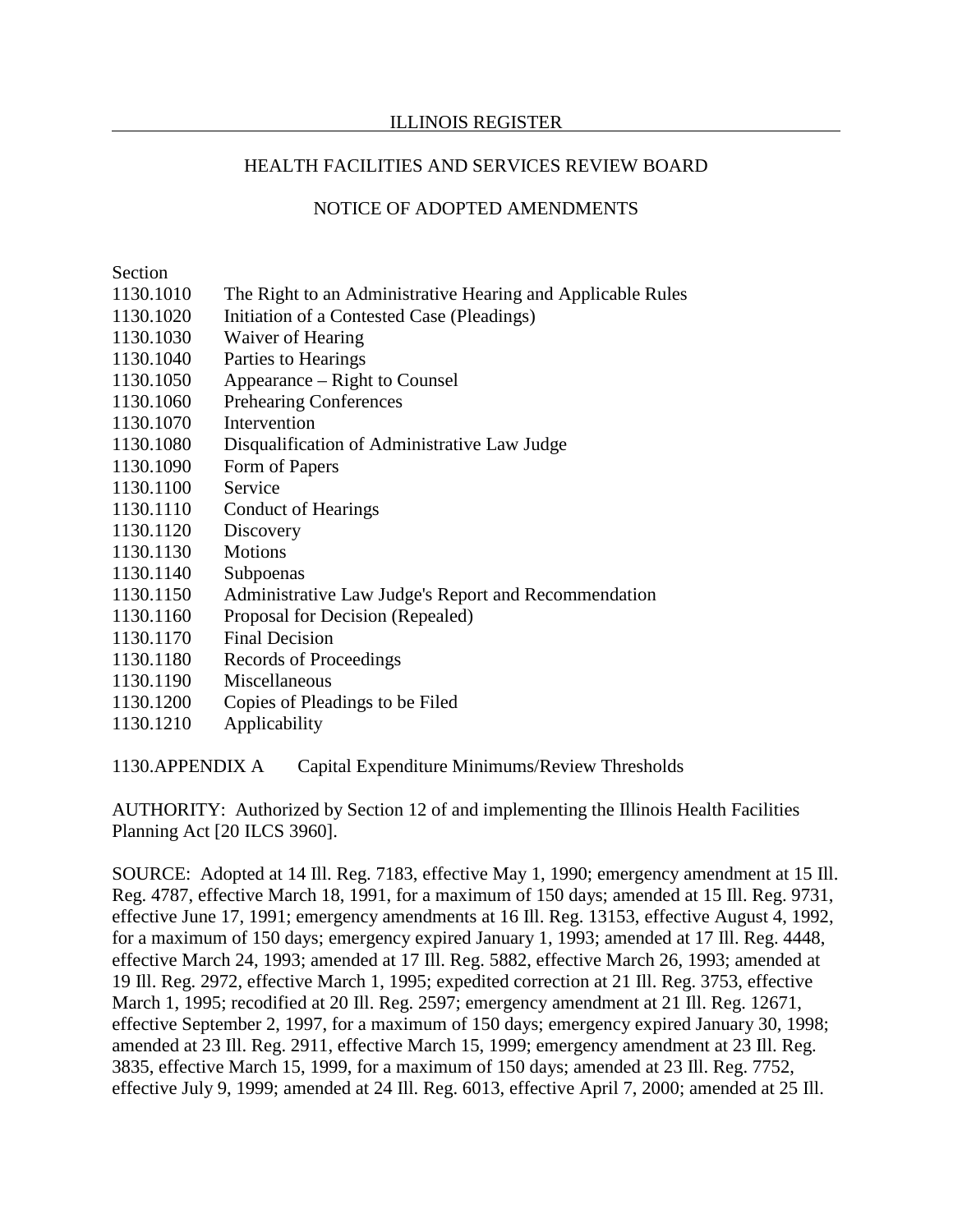Section
1130.1010 The Right to an Administrative Hearing and Applicable Rules
1130.1020 Initiation of a Contested Case (Pleadings)
1130.1030 Waiver of Hearing
1130.1040 Parties to Hearings
1130.1050 Appearance – Right to Counsel
1130.1060 Prehearing Conferences
1130.1070 Intervention
1130.1080 Disqualification of Administrative Law Judge
1130.1090 Form of Papers
1130.1100 Service
1130.1110 Conduct of Hearings
1130.1120 Discovery
1130.1130 Motions
1130.1140 Subpoenas
1130.1150 Administrative Law Judge's Report and Recommendation
1130.1160 Proposal for Decision (Repealed)
1130.1170 Final Decision
1130.1180 Records of Proceedings
1130.1190 Miscellaneous
1130.1200 Copies of Pleadings to be Filed
1130.1210 Applicability

1130.APPENDIX A Capital Expenditure Minimums/Review Thresholds

AUTHORITY: Authorized by Section 12 of and implementing the Illinois Health Facilities Planning Act [20 ILCS 3960].

SOURCE: Adopted at 14 Ill. Reg. 7183, effective May 1, 1990; emergency amendment at 15 Ill. Reg. 4787, effective March 18, 1991, for a maximum of 150 days; amended at 15 Ill. Reg. 9731, effective June 17, 1991; emergency amendments at 16 Ill. Reg. 13153, effective August 4, 1992, for a maximum of 150 days; emergency expired January 1, 1993; amended at 17 Ill. Reg. 4448, effective March 24, 1993; amended at 17 Ill. Reg. 5882, effective March 26, 1993; amended at 19 Ill. Reg. 2972, effective March 1, 1995; expedited correction at 21 Ill. Reg. 3753, effective March 1, 1995; recodified at 20 Ill. Reg. 2597; emergency amendment at 21 Ill. Reg. 12671, effective September 2, 1997, for a maximum of 150 days; emergency expired January 30, 1998; amended at 23 Ill. Reg. 2911, effective March 15, 1999; emergency amendment at 23 Ill. Reg. 3835, effective March 15, 1999, for a maximum of 150 days; amended at 23 Ill. Reg. 7752, effective July 9, 1999; amended at 24 Ill. Reg. 6013, effective April 7, 2000; amended at 25 Ill.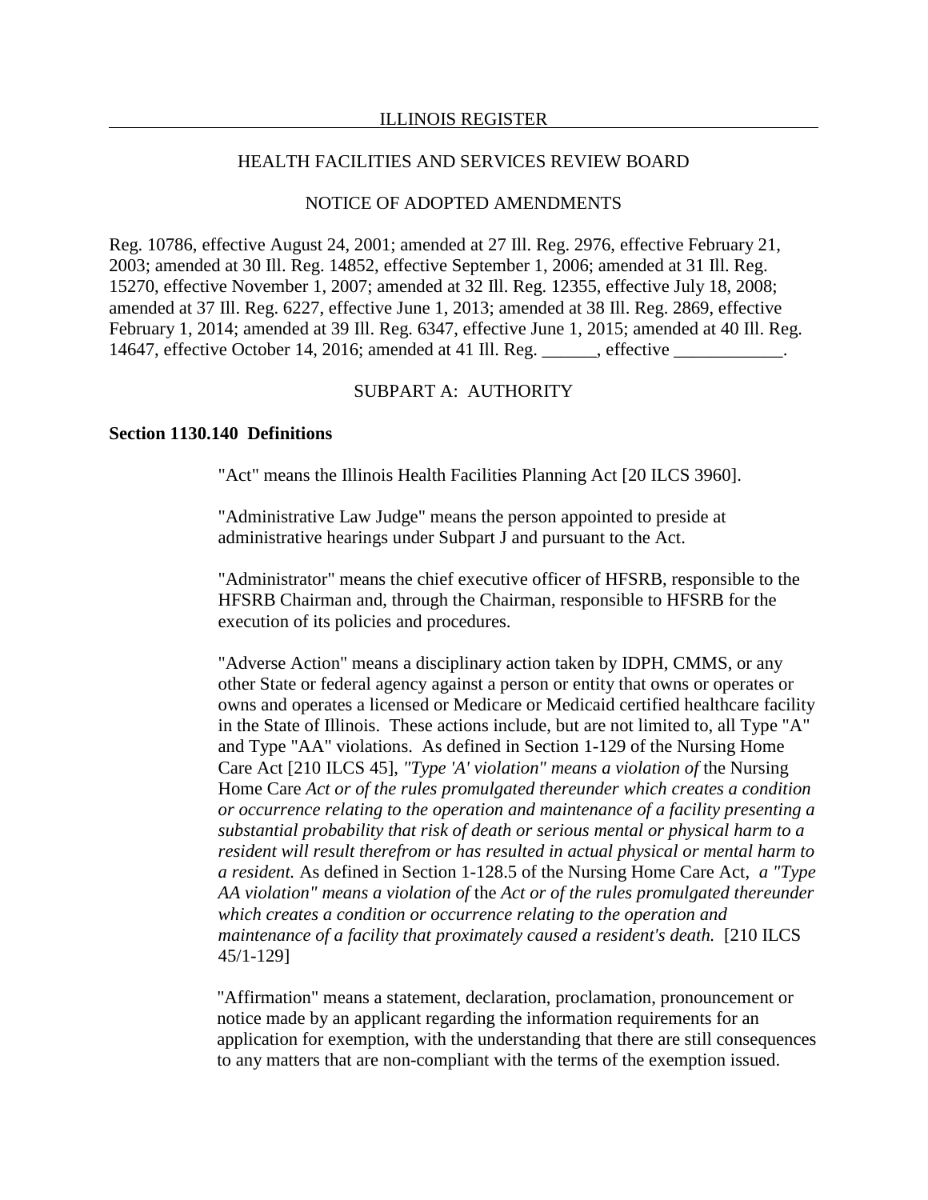HEALTH FACILITIES AND SERVICES REVIEW BOARD

NOTICE OF ADOPTED AMENDMENTS

Reg. 10786, effective August 24, 2001; amended at 27 Ill. Reg. 2976, effective February 21, 2003; amended at 30 Ill. Reg. 14852, effective September 1, 2006; amended at 31 Ill. Reg. 15270, effective November 1, 2007; amended at 32 Ill. Reg. 12355, effective July 18, 2008; amended at 37 Ill. Reg. 6227, effective June 1, 2013; amended at 38 Ill. Reg. 2869, effective February 1, 2014; amended at 39 Ill. Reg. 6347, effective June 1, 2015; amended at 40 Ill. Reg. 14647, effective October 14, 2016; amended at 41 Ill. Reg. ______, effective ____________.

SUBPART A: AUTHORITY

**Section 1130.140 Definitions**

"Act" means the Illinois Health Facilities Planning Act [20 ILCS 3960].

"Administrative Law Judge" means the person appointed to preside at administrative hearings under Subpart J and pursuant to the Act.

"Administrator" means the chief executive officer of HFSRB, responsible to the HFSRB Chairman and, through the Chairman, responsible to HFSRB for the execution of its policies and procedures.

"Adverse Action" means a disciplinary action taken by IDPH, CMMS, or any other State or federal agency against a person or entity that owns or operates or owns and operates a licensed or Medicare or Medicaid certified healthcare facility in the State of Illinois. These actions include, but are not limited to, all Type "A" and Type "AA" violations. As defined in Section 1-129 of the Nursing Home Care Act [210 ILCS 45], *"Type 'A' violation" means a violation of* the Nursing Home Care *Act or of the rules promulgated thereunder which creates a condition or occurrence relating to the operation and maintenance of a facility presenting a substantial probability that risk of death or serious mental or physical harm to a resident will result therefrom or has resulted in actual physical or mental harm to a resident.* As defined in Section 1-128.5 of the Nursing Home Care Act, *a "Type AA violation" means a violation of* the *Act or of the rules promulgated thereunder which creates a condition or occurrence relating to the operation and maintenance of a facility that proximately caused a resident's death.* [210 ILCS 45/1-129]

"Affirmation" means a statement, declaration, proclamation, pronouncement or notice made by an applicant regarding the information requirements for an application for exemption, with the understanding that there are still consequences to any matters that are non-compliant with the terms of the exemption issued.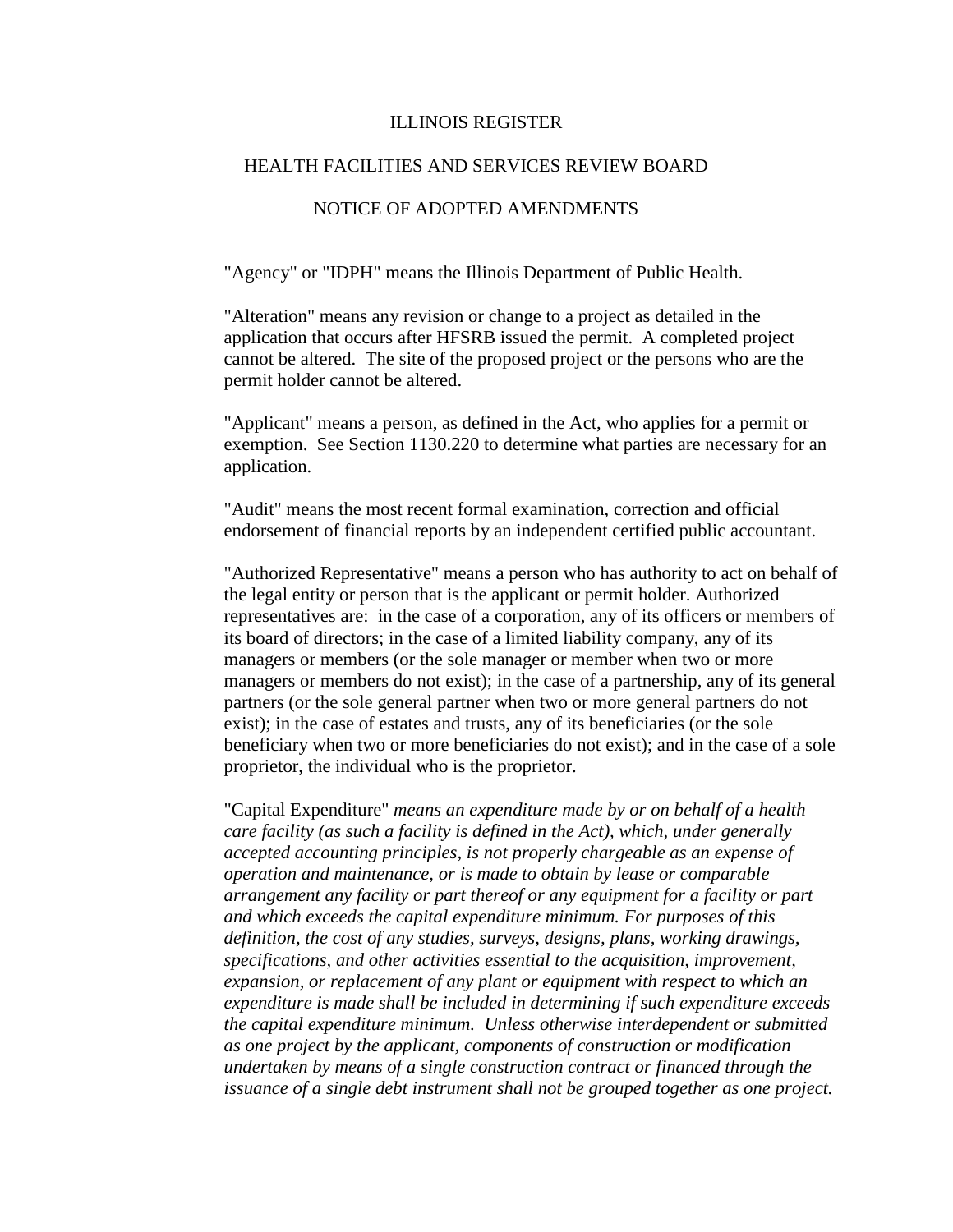"Agency" or "IDPH" means the Illinois Department of Public Health.

"Alteration" means any revision or change to a project as detailed in the application that occurs after HFSRB issued the permit. A completed project cannot be altered. The site of the proposed project or the persons who are the permit holder cannot be altered.

"Applicant" means a person, as defined in the Act, who applies for a permit or exemption. See Section 1130.220 to determine what parties are necessary for an application.

"Audit" means the most recent formal examination, correction and official endorsement of financial reports by an independent certified public accountant.

"Authorized Representative" means a person who has authority to act on behalf of the legal entity or person that is the applicant or permit holder. Authorized representatives are: in the case of a corporation, any of its officers or members of its board of directors; in the case of a limited liability company, any of its managers or members (or the sole manager or member when two or more managers or members do not exist); in the case of a partnership, any of its general partners (or the sole general partner when two or more general partners do not exist); in the case of estates and trusts, any of its beneficiaries (or the sole beneficiary when two or more beneficiaries do not exist); and in the case of a sole proprietor, the individual who is the proprietor.

"Capital Expenditure" *means an expenditure made by or on behalf of a health care facility (as such a facility is defined in the Act), which, under generally accepted accounting principles, is not properly chargeable as an expense of operation and maintenance, or is made to obtain by lease or comparable arrangement any facility or part thereof or any equipment for a facility or part and which exceeds the capital expenditure minimum. For purposes of this definition, the cost of any studies, surveys, designs, plans, working drawings, specifications, and other activities essential to the acquisition, improvement, expansion, or replacement of any plant or equipment with respect to which an expenditure is made shall be included in determining if such expenditure exceeds the capital expenditure minimum. Unless otherwise interdependent or submitted as one project by the applicant, components of construction or modification undertaken by means of a single construction contract or financed through the issuance of a single debt instrument shall not be grouped together as one project.*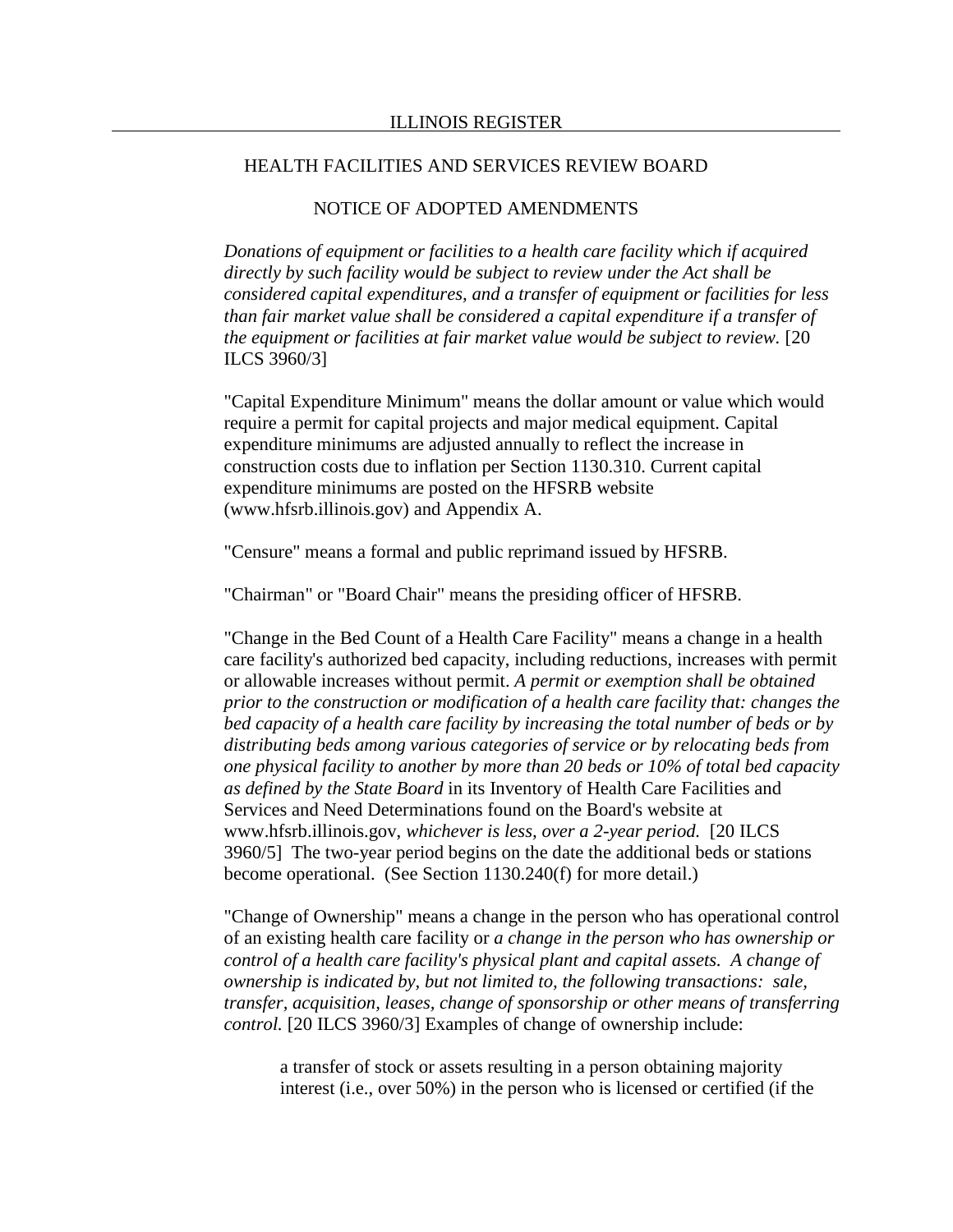*Donations of equipment or facilities to a health care facility which if acquired directly by such facility would be subject to review under the Act shall be considered capital expenditures, and a transfer of equipment or facilities for less than fair market value shall be considered a capital expenditure if a transfer of the equipment or facilities at fair market value would be subject to review.* [20 ILCS 3960/3]

"Capital Expenditure Minimum" means the dollar amount or value which would require a permit for capital projects and major medical equipment. Capital expenditure minimums are adjusted annually to reflect the increase in construction costs due to inflation per Section 1130.310. Current capital expenditure minimums are posted on the HFSRB website (www.hfsrb.illinois.gov) and Appendix A.

"Censure" means a formal and public reprimand issued by HFSRB.

"Chairman" or "Board Chair" means the presiding officer of HFSRB.

"Change in the Bed Count of a Health Care Facility" means a change in a health care facility's authorized bed capacity, including reductions, increases with permit or allowable increases without permit. *A permit or exemption shall be obtained prior to the construction or modification of a health care facility that: changes the bed capacity of a health care facility by increasing the total number of beds or by distributing beds among various categories of service or by relocating beds from one physical facility to another by more than 20 beds or 10% of total bed capacity as defined by the State Board* in its Inventory of Health Care Facilities and Services and Need Determinations found on the Board's website at www.hfsrb.illinois.gov, *whichever is less, over a 2-year period.* [20 ILCS 3960/5] The two-year period begins on the date the additional beds or stations become operational. (See Section 1130.240(f) for more detail.)

"Change of Ownership" means a change in the person who has operational control of an existing health care facility or *a change in the person who has ownership or control of a health care facility's physical plant and capital assets. A change of ownership is indicated by, but not limited to, the following transactions: sale, transfer, acquisition, leases, change of sponsorship or other means of transferring control.* [20 ILCS 3960/3] Examples of change of ownership include:

a transfer of stock or assets resulting in a person obtaining majority interest (i.e., over 50%) in the person who is licensed or certified (if the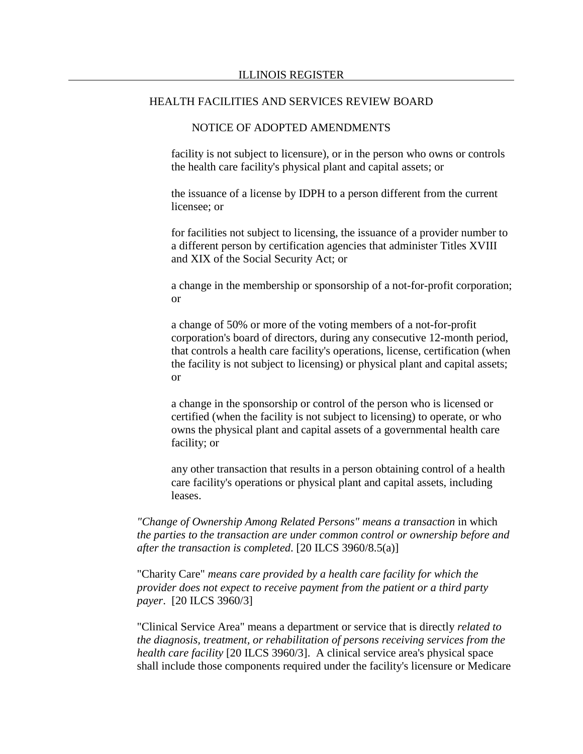facility is not subject to licensure), or in the person who owns or controls the health care facility's physical plant and capital assets; or

the issuance of a license by IDPH to a person different from the current licensee; or

for facilities not subject to licensing, the issuance of a provider number to a different person by certification agencies that administer Titles XVIII and XIX of the Social Security Act; or

a change in the membership or sponsorship of a not-for-profit corporation; or

a change of 50% or more of the voting members of a not-for-profit corporation's board of directors, during any consecutive 12-month period, that controls a health care facility's operations, license, certification (when the facility is not subject to licensing) or physical plant and capital assets; or

a change in the sponsorship or control of the person who is licensed or certified (when the facility is not subject to licensing) to operate, or who owns the physical plant and capital assets of a governmental health care facility; or

any other transaction that results in a person obtaining control of a health care facility's operations or physical plant and capital assets, including leases.

*"Change of Ownership Among Related Persons" means a transaction* in which *the parties to the transaction are under common control or ownership before and after the transaction is completed*. [20 ILCS 3960/8.5(a)]

"Charity Care" *means care provided by a health care facility for which the provider does not expect to receive payment from the patient or a third party payer*. [20 ILCS 3960/3]

"Clinical Service Area" means a department or service that is directly *related to the diagnosis, treatment, or rehabilitation of persons receiving services from the health care facility* [20 ILCS 3960/3]. A clinical service area's physical space shall include those components required under the facility's licensure or Medicare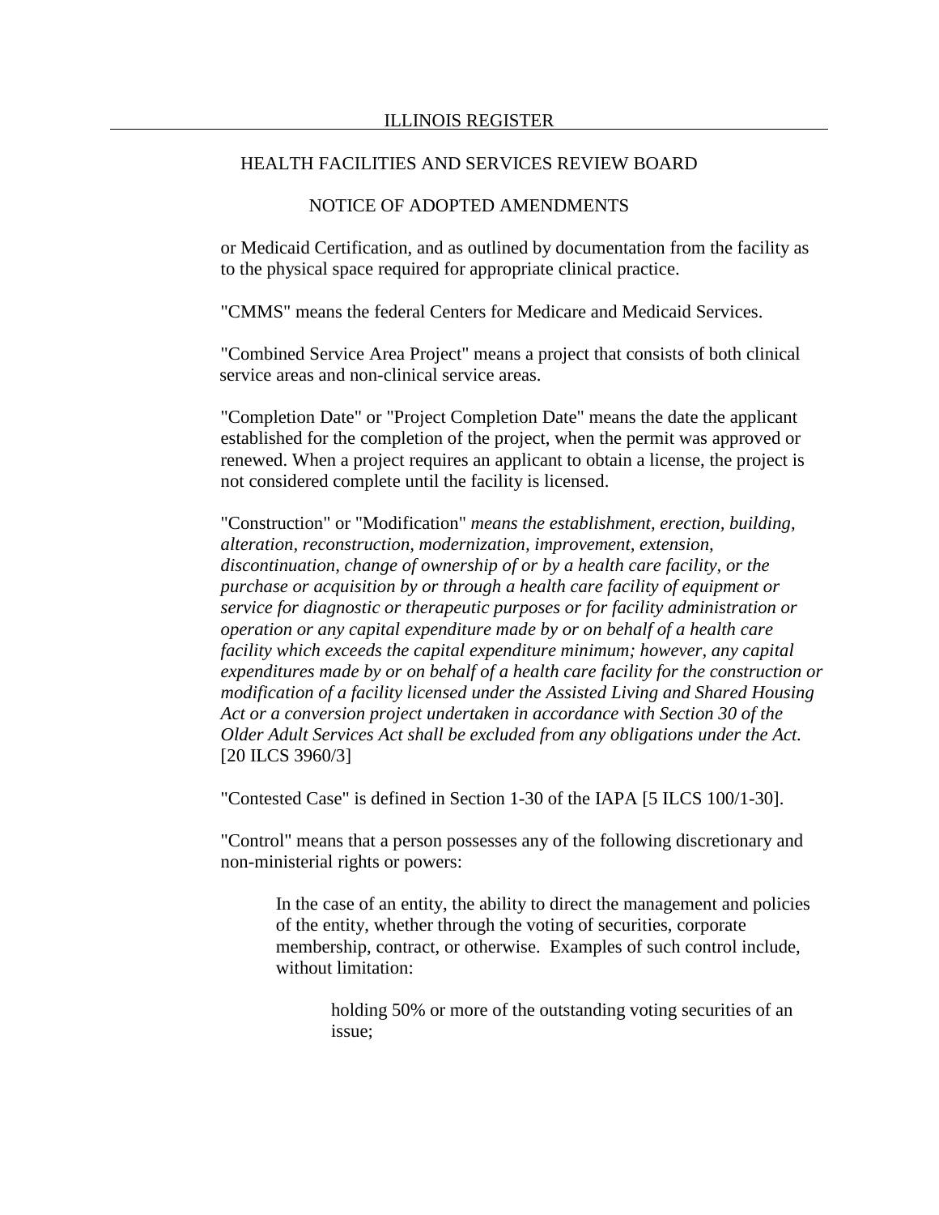or Medicaid Certification, and as outlined by documentation from the facility as to the physical space required for appropriate clinical practice.

"CMMS" means the federal Centers for Medicare and Medicaid Services.

"Combined Service Area Project" means a project that consists of both clinical service areas and non-clinical service areas.

"Completion Date" or "Project Completion Date" means the date the applicant established for the completion of the project, when the permit was approved or renewed. When a project requires an applicant to obtain a license, the project is not considered complete until the facility is licensed.

"Construction" or "Modification" *means the establishment, erection, building, alteration, reconstruction, modernization, improvement, extension, discontinuation, change of ownership of or by a health care facility, or the purchase or acquisition by or through a health care facility of equipment or service for diagnostic or therapeutic purposes or for facility administration or operation or any capital expenditure made by or on behalf of a health care facility which exceeds the capital expenditure minimum; however, any capital expenditures made by or on behalf of a health care facility for the construction or modification of a facility licensed under the Assisted Living and Shared Housing Act or a conversion project undertaken in accordance with Section 30 of the Older Adult Services Act shall be excluded from any obligations under the Act.* [20 ILCS 3960/3]

"Contested Case" is defined in Section 1-30 of the IAPA [5 ILCS 100/1-30].

"Control" means that a person possesses any of the following discretionary and non-ministerial rights or powers:

> In the case of an entity, the ability to direct the management and policies of the entity, whether through the voting of securities, corporate membership, contract, or otherwise. Examples of such control include, without limitation:
>
> > holding 50% or more of the outstanding voting securities of an issue;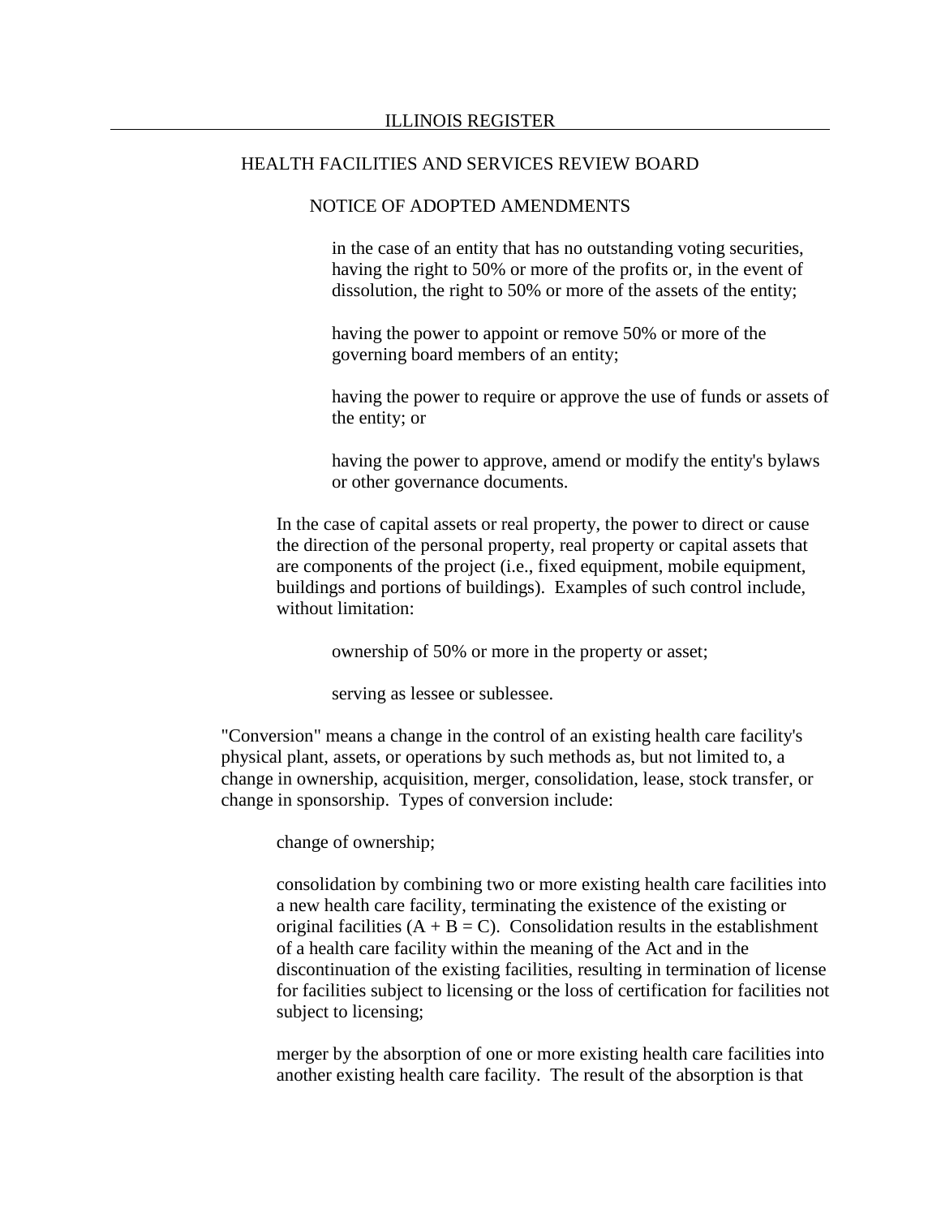in the case of an entity that has no outstanding voting securities, having the right to 50% or more of the profits or, in the event of dissolution, the right to 50% or more of the assets of the entity;

having the power to appoint or remove 50% or more of the governing board members of an entity;

having the power to require or approve the use of funds or assets of the entity; or

having the power to approve, amend or modify the entity's bylaws or other governance documents.

In the case of capital assets or real property, the power to direct or cause the direction of the personal property, real property or capital assets that are components of the project (i.e., fixed equipment, mobile equipment, buildings and portions of buildings). Examples of such control include, without limitation:

ownership of 50% or more in the property or asset;

serving as lessee or sublessee.

"Conversion" means a change in the control of an existing health care facility's physical plant, assets, or operations by such methods as, but not limited to, a change in ownership, acquisition, merger, consolidation, lease, stock transfer, or change in sponsorship. Types of conversion include:

change of ownership;

consolidation by combining two or more existing health care facilities into a new health care facility, terminating the existence of the existing or original facilities (A + B = C). Consolidation results in the establishment of a health care facility within the meaning of the Act and in the discontinuation of the existing facilities, resulting in termination of license for facilities subject to licensing or the loss of certification for facilities not subject to licensing;

merger by the absorption of one or more existing health care facilities into another existing health care facility. The result of the absorption is that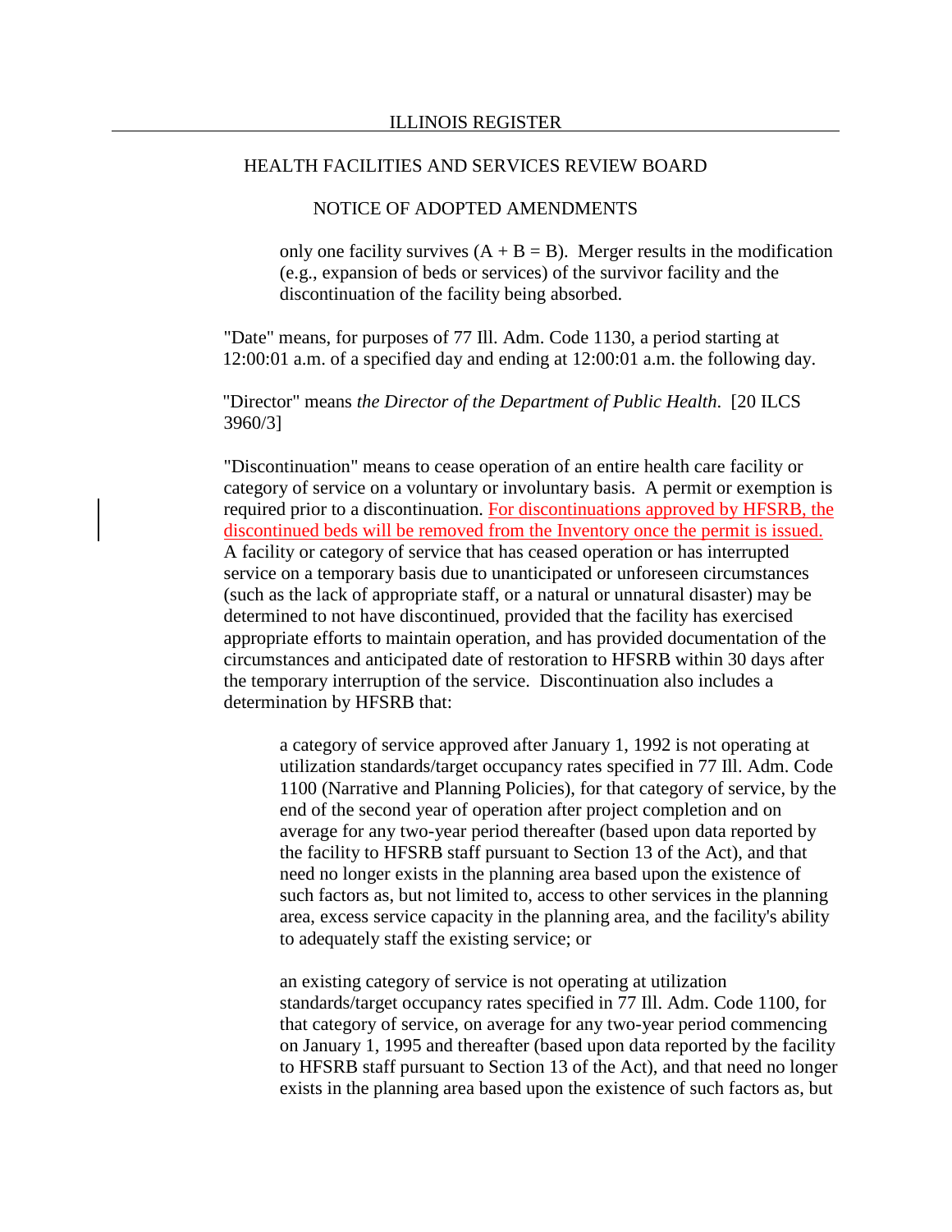only one facility survives (A + B = B). Merger results in the modification (e.g., expansion of beds or services) of the survivor facility and the discontinuation of the facility being absorbed.

"Date" means, for purposes of 77 Ill. Adm. Code 1130, a period starting at 12:00:01 a.m. of a specified day and ending at 12:00:01 a.m. the following day.

"Director" means *the Director of the Department of Public Health*. [20 ILCS 3960/3]

"Discontinuation" means to cease operation of an entire health care facility or category of service on a voluntary or involuntary basis. A permit or exemption is required prior to a discontinuation. For discontinuations approved by HFSRB, the discontinued beds will be removed from the Inventory once the permit is issued. A facility or category of service that has ceased operation or has interrupted service on a temporary basis due to unanticipated or unforeseen circumstances (such as the lack of appropriate staff, or a natural or unnatural disaster) may be determined to not have discontinued, provided that the facility has exercised appropriate efforts to maintain operation, and has provided documentation of the circumstances and anticipated date of restoration to HFSRB within 30 days after the temporary interruption of the service. Discontinuation also includes a determination by HFSRB that:

a category of service approved after January 1, 1992 is not operating at utilization standards/target occupancy rates specified in 77 Ill. Adm. Code 1100 (Narrative and Planning Policies), for that category of service, by the end of the second year of operation after project completion and on average for any two-year period thereafter (based upon data reported by the facility to HFSRB staff pursuant to Section 13 of the Act), and that need no longer exists in the planning area based upon the existence of such factors as, but not limited to, access to other services in the planning area, excess service capacity in the planning area, and the facility's ability to adequately staff the existing service; or

an existing category of service is not operating at utilization standards/target occupancy rates specified in 77 Ill. Adm. Code 1100, for that category of service, on average for any two-year period commencing on January 1, 1995 and thereafter (based upon data reported by the facility to HFSRB staff pursuant to Section 13 of the Act), and that need no longer exists in the planning area based upon the existence of such factors as, but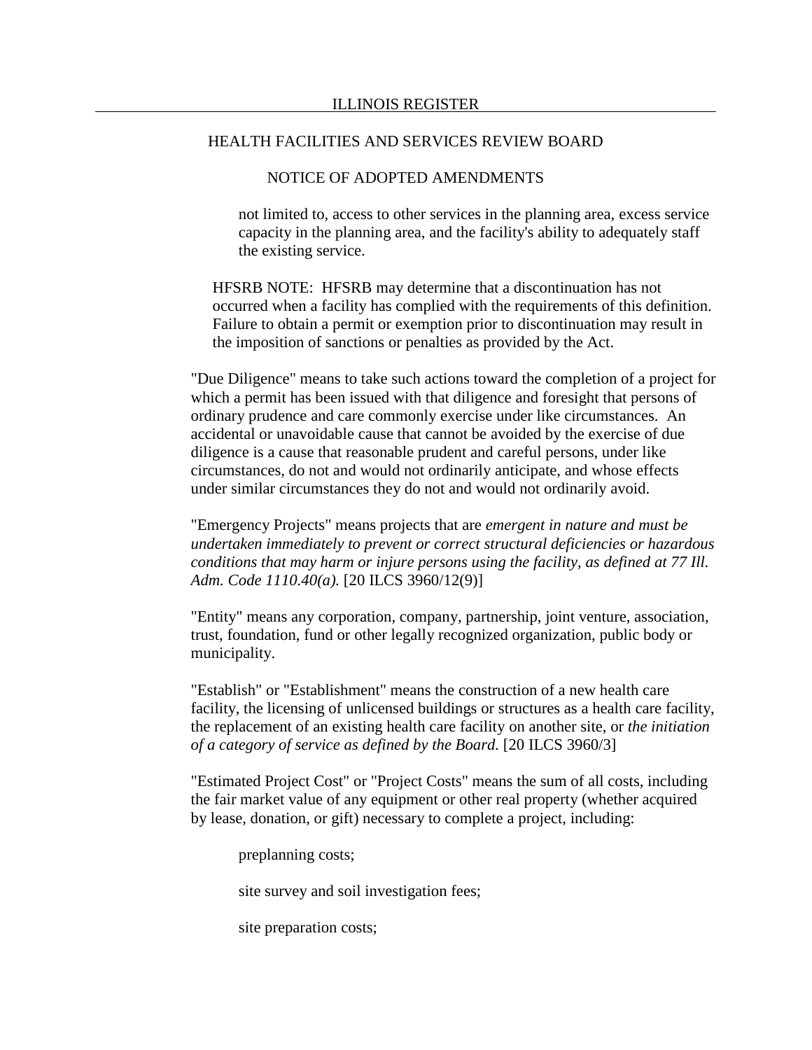not limited to, access to other services in the planning area, excess service capacity in the planning area, and the facility's ability to adequately staff the existing service.

HFSRB NOTE: HFSRB may determine that a discontinuation has not occurred when a facility has complied with the requirements of this definition. Failure to obtain a permit or exemption prior to discontinuation may result in the imposition of sanctions or penalties as provided by the Act.

"Due Diligence" means to take such actions toward the completion of a project for which a permit has been issued with that diligence and foresight that persons of ordinary prudence and care commonly exercise under like circumstances. An accidental or unavoidable cause that cannot be avoided by the exercise of due diligence is a cause that reasonable prudent and careful persons, under like circumstances, do not and would not ordinarily anticipate, and whose effects under similar circumstances they do not and would not ordinarily avoid.

"Emergency Projects" means projects that are *emergent in nature and must be undertaken immediately to prevent or correct structural deficiencies or hazardous conditions that may harm or injure persons using the facility, as defined at 77 Ill. Adm. Code 1110.40(a).* [20 ILCS 3960/12(9)]

"Entity" means any corporation, company, partnership, joint venture, association, trust, foundation, fund or other legally recognized organization, public body or municipality.

"Establish" or "Establishment" means the construction of a new health care facility, the licensing of unlicensed buildings or structures as a health care facility, the replacement of an existing health care facility on another site, or *the initiation of a category of service as defined by the Board.* [20 ILCS 3960/3]

"Estimated Project Cost" or "Project Costs" means the sum of all costs, including the fair market value of any equipment or other real property (whether acquired by lease, donation, or gift) necessary to complete a project, including:

preplanning costs;

site survey and soil investigation fees;

site preparation costs;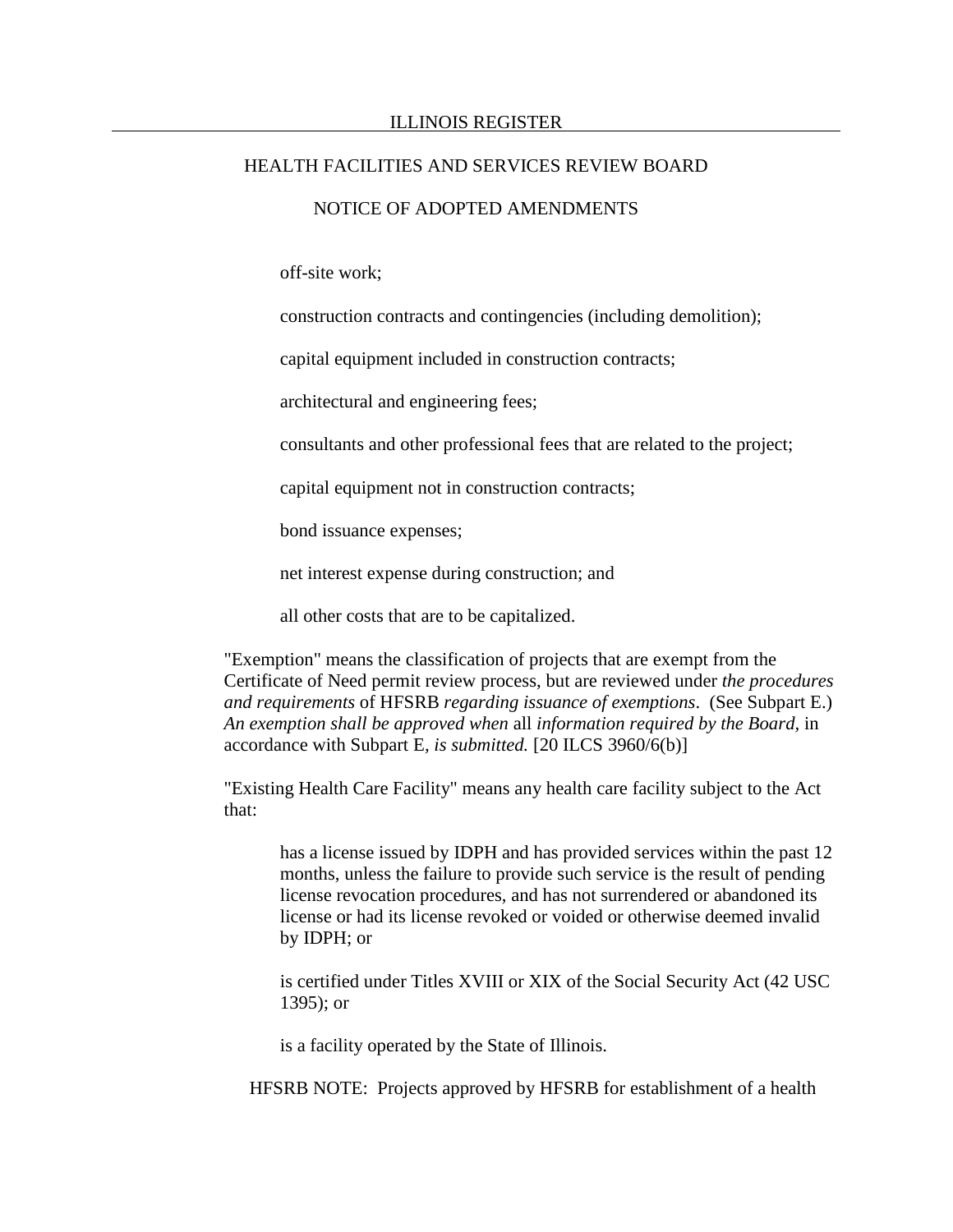off-site work;

construction contracts and contingencies (including demolition);

capital equipment included in construction contracts;

architectural and engineering fees;

consultants and other professional fees that are related to the project;

capital equipment not in construction contracts;

bond issuance expenses;

net interest expense during construction; and

all other costs that are to be capitalized.

"Exemption" means the classification of projects that are exempt from the Certificate of Need permit review process, but are reviewed under *the procedures and requirements* of HFSRB *regarding issuance of exemptions*. (See Subpart E.) *An exemption shall be approved when* all *information required by the Board,* in accordance with Subpart E, *is submitted.* [20 ILCS 3960/6(b)]

"Existing Health Care Facility" means any health care facility subject to the Act that:

has a license issued by IDPH and has provided services within the past 12 months, unless the failure to provide such service is the result of pending license revocation procedures, and has not surrendered or abandoned its license or had its license revoked or voided or otherwise deemed invalid by IDPH; or

is certified under Titles XVIII or XIX of the Social Security Act (42 USC 1395); or

is a facility operated by the State of Illinois.

HFSRB NOTE: Projects approved by HFSRB for establishment of a health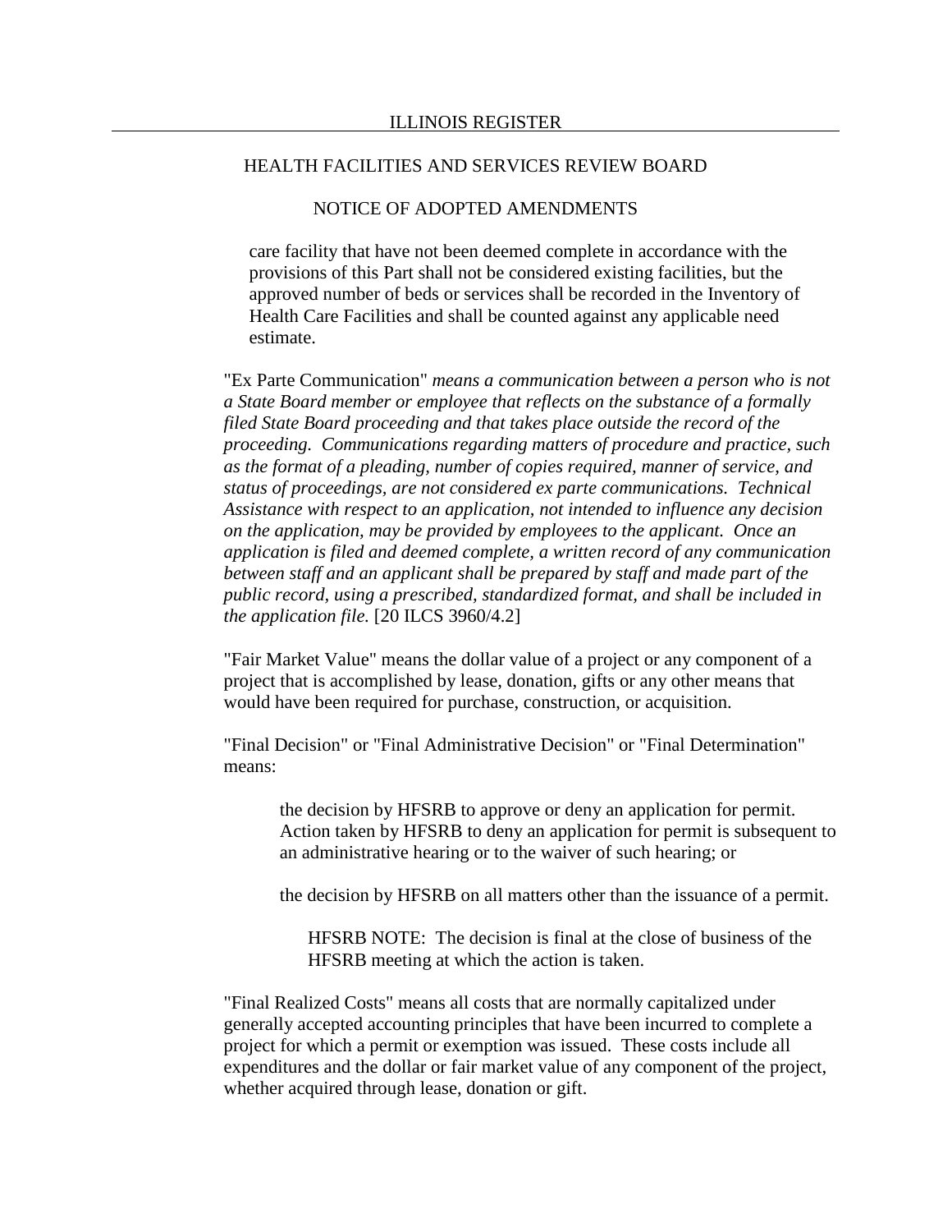care facility that have not been deemed complete in accordance with the provisions of this Part shall not be considered existing facilities, but the approved number of beds or services shall be recorded in the Inventory of Health Care Facilities and shall be counted against any applicable need estimate.

"Ex Parte Communication" *means a communication between a person who is not a State Board member or employee that reflects on the substance of a formally filed State Board proceeding and that takes place outside the record of the proceeding. Communications regarding matters of procedure and practice, such as the format of a pleading, number of copies required, manner of service, and status of proceedings, are not considered ex parte communications. Technical Assistance with respect to an application, not intended to influence any decision on the application, may be provided by employees to the applicant. Once an application is filed and deemed complete, a written record of any communication between staff and an applicant shall be prepared by staff and made part of the public record, using a prescribed, standardized format, and shall be included in the application file.* [20 ILCS 3960/4.2]

"Fair Market Value" means the dollar value of a project or any component of a project that is accomplished by lease, donation, gifts or any other means that would have been required for purchase, construction, or acquisition.

"Final Decision" or "Final Administrative Decision" or "Final Determination" means:

> the decision by HFSRB to approve or deny an application for permit. Action taken by HFSRB to deny an application for permit is subsequent to an administrative hearing or to the waiver of such hearing; or
>
> the decision by HFSRB on all matters other than the issuance of a permit.
>
> > HFSRB NOTE: The decision is final at the close of business of the HFSRB meeting at which the action is taken.

"Final Realized Costs" means all costs that are normally capitalized under generally accepted accounting principles that have been incurred to complete a project for which a permit or exemption was issued. These costs include all expenditures and the dollar or fair market value of any component of the project, whether acquired through lease, donation or gift.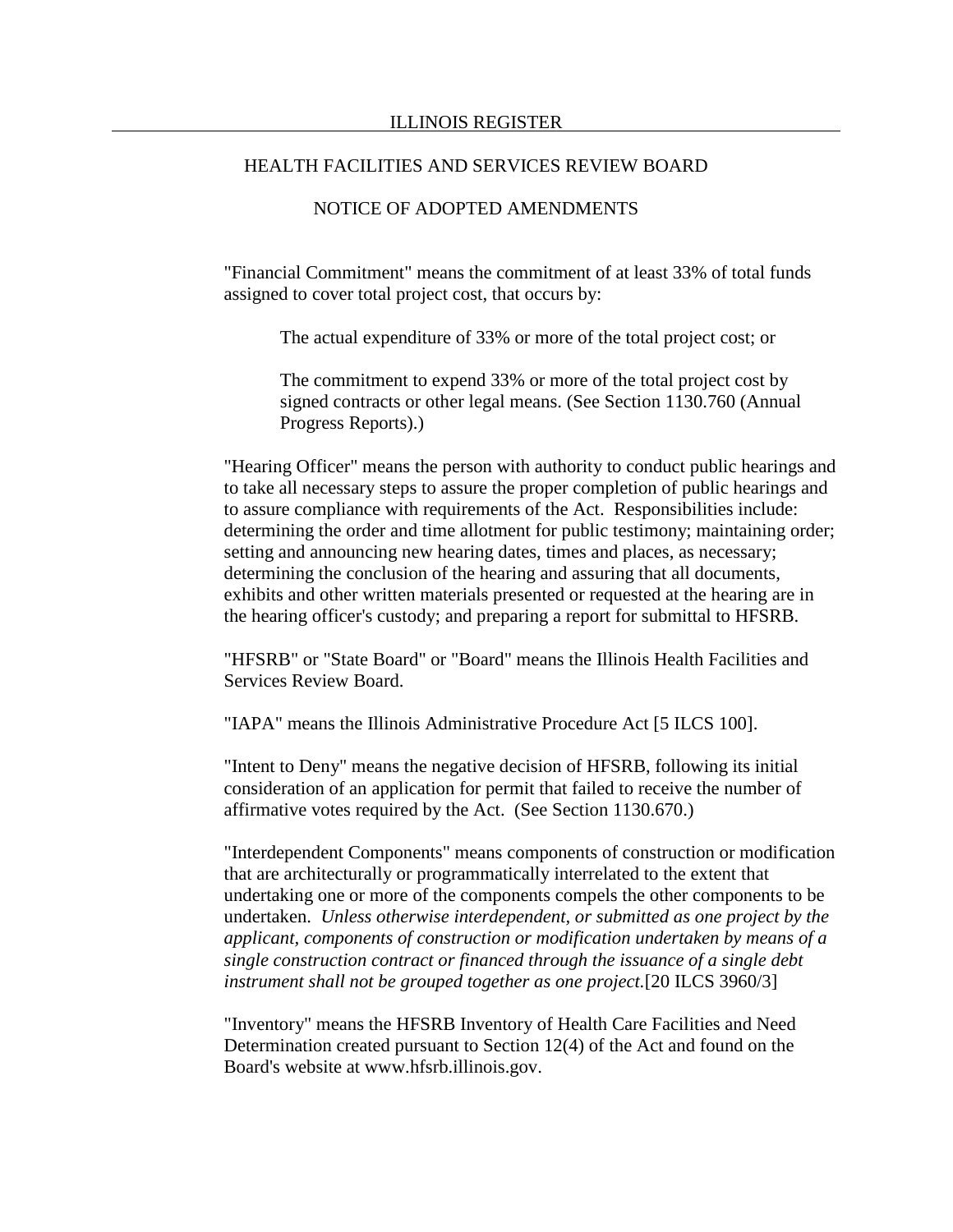"Financial Commitment" means the commitment of at least 33% of total funds assigned to cover total project cost, that occurs by:

The actual expenditure of 33% or more of the total project cost; or

The commitment to expend 33% or more of the total project cost by signed contracts or other legal means. (See Section 1130.760 (Annual Progress Reports).)

"Hearing Officer" means the person with authority to conduct public hearings and to take all necessary steps to assure the proper completion of public hearings and to assure compliance with requirements of the Act. Responsibilities include: determining the order and time allotment for public testimony; maintaining order; setting and announcing new hearing dates, times and places, as necessary; determining the conclusion of the hearing and assuring that all documents, exhibits and other written materials presented or requested at the hearing are in the hearing officer's custody; and preparing a report for submittal to HFSRB.

"HFSRB" or "State Board" or "Board" means the Illinois Health Facilities and Services Review Board.

"IAPA" means the Illinois Administrative Procedure Act [5 ILCS 100].

"Intent to Deny" means the negative decision of HFSRB, following its initial consideration of an application for permit that failed to receive the number of affirmative votes required by the Act. (See Section 1130.670.)

"Interdependent Components" means components of construction or modification that are architecturally or programmatically interrelated to the extent that undertaking one or more of the components compels the other components to be undertaken. *Unless otherwise interdependent, or submitted as one project by the applicant, components of construction or modification undertaken by means of a single construction contract or financed through the issuance of a single debt instrument shall not be grouped together as one project.* [20 ILCS 3960/3]

"Inventory" means the HFSRB Inventory of Health Care Facilities and Need Determination created pursuant to Section 12(4) of the Act and found on the Board's website at www.hfsrb.illinois.gov.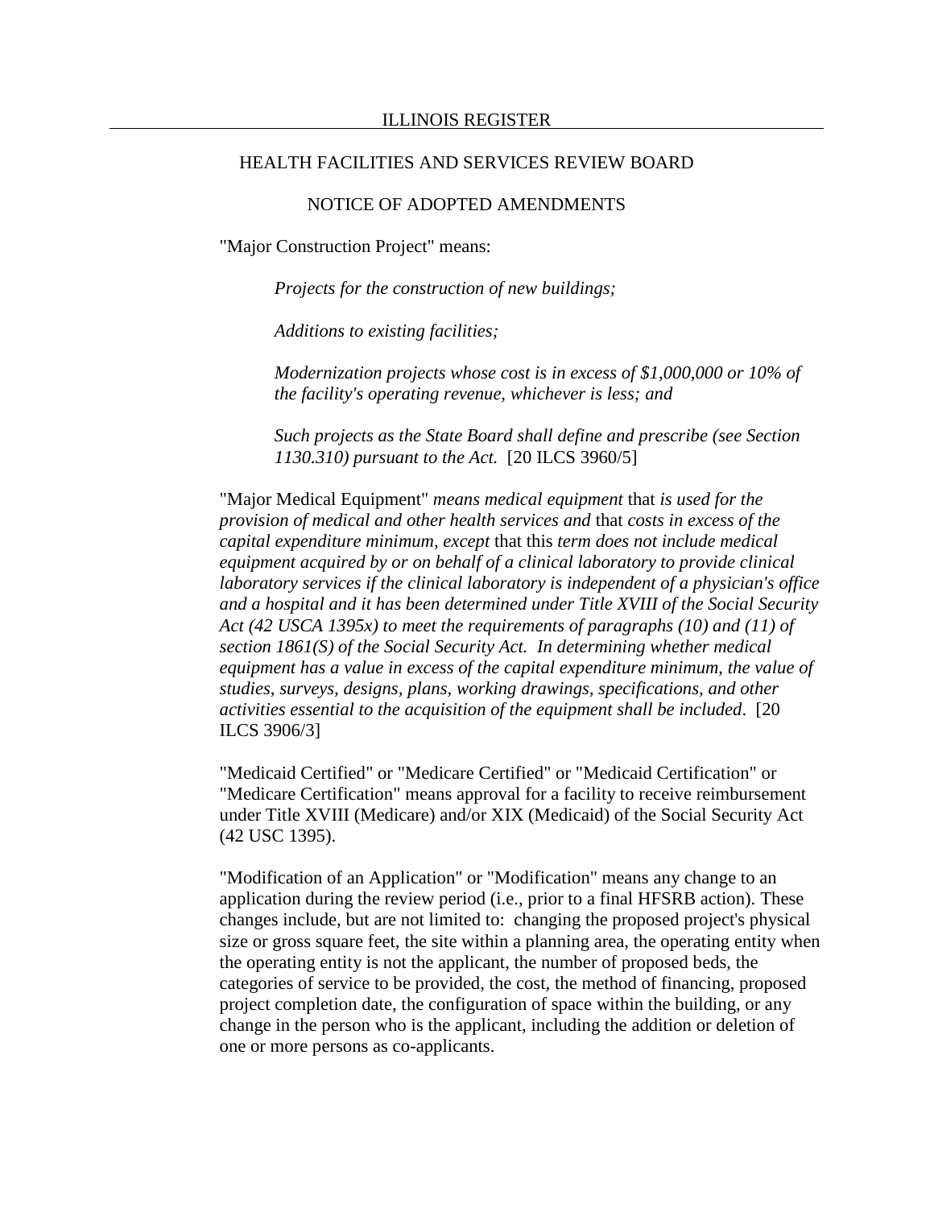"Major Construction Project" means:

*Projects for the construction of new buildings;*

*Additions to existing facilities;*

*Modernization projects whose cost is in excess of $1,000,000 or 10% of the facility's operating revenue, whichever is less; and*

*Such projects as the State Board shall define and prescribe (see Section 1130.310) pursuant to the Act.* [20 ILCS 3960/5]

"Major Medical Equipment" *means medical equipment* that *is used for the provision of medical and other health services and* that *costs in excess of the capital expenditure minimum, except* that this *term does not include medical equipment acquired by or on behalf of a clinical laboratory to provide clinical laboratory services if the clinical laboratory is independent of a physician's office and a hospital and it has been determined under Title XVIII of the Social Security Act (42 USCA 1395x) to meet the requirements of paragraphs (10) and (11) of section 1861(S) of the Social Security Act. In determining whether medical equipment has a value in excess of the capital expenditure minimum, the value of studies, surveys, designs, plans, working drawings, specifications, and other activities essential to the acquisition of the equipment shall be included*. [20 ILCS 3906/3]

"Medicaid Certified" or "Medicare Certified" or "Medicaid Certification" or "Medicare Certification" means approval for a facility to receive reimbursement under Title XVIII (Medicare) and/or XIX (Medicaid) of the Social Security Act (42 USC 1395).

"Modification of an Application" or "Modification" means any change to an application during the review period (i.e., prior to a final HFSRB action). These changes include, but are not limited to: changing the proposed project's physical size or gross square feet, the site within a planning area, the operating entity when the operating entity is not the applicant, the number of proposed beds, the categories of service to be provided, the cost, the method of financing, proposed project completion date, the configuration of space within the building, or any change in the person who is the applicant, including the addition or deletion of one or more persons as co-applicants.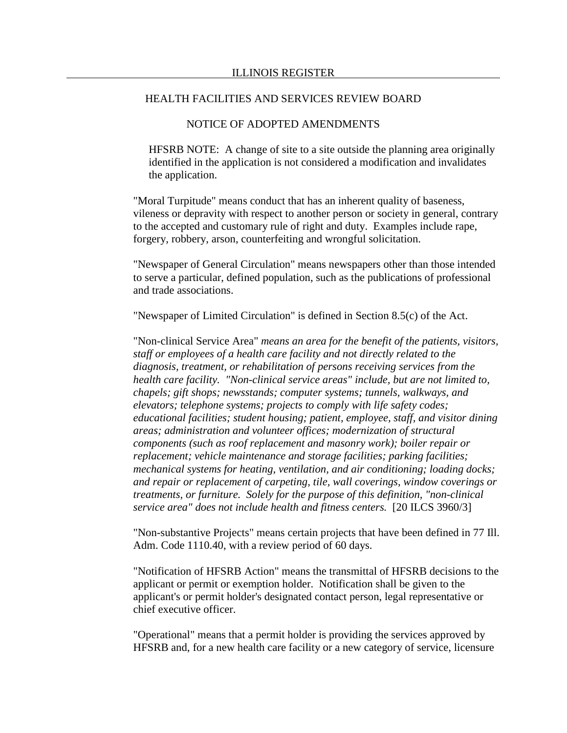HFSRB NOTE: A change of site to a site outside the planning area originally identified in the application is not considered a modification and invalidates the application.

"Moral Turpitude" means conduct that has an inherent quality of baseness, vileness or depravity with respect to another person or society in general, contrary to the accepted and customary rule of right and duty. Examples include rape, forgery, robbery, arson, counterfeiting and wrongful solicitation.

"Newspaper of General Circulation" means newspapers other than those intended to serve a particular, defined population, such as the publications of professional and trade associations.

"Newspaper of Limited Circulation" is defined in Section 8.5(c) of the Act.

"Non-clinical Service Area" *means an area for the benefit of the patients, visitors, staff or employees of a health care facility and not directly related to the diagnosis, treatment, or rehabilitation of persons receiving services from the health care facility. "Non-clinical service areas" include, but are not limited to, chapels; gift shops; newsstands; computer systems; tunnels, walkways, and elevators; telephone systems; projects to comply with life safety codes; educational facilities; student housing; patient, employee, staff, and visitor dining areas; administration and volunteer offices; modernization of structural components (such as roof replacement and masonry work); boiler repair or replacement; vehicle maintenance and storage facilities; parking facilities; mechanical systems for heating, ventilation, and air conditioning; loading docks; and repair or replacement of carpeting, tile, wall coverings, window coverings or treatments, or furniture. Solely for the purpose of this definition, "non-clinical service area" does not include health and fitness centers.* [20 ILCS 3960/3]

"Non-substantive Projects" means certain projects that have been defined in 77 Ill. Adm. Code 1110.40, with a review period of 60 days.

"Notification of HFSRB Action" means the transmittal of HFSRB decisions to the applicant or permit or exemption holder. Notification shall be given to the applicant's or permit holder's designated contact person, legal representative or chief executive officer.

"Operational" means that a permit holder is providing the services approved by HFSRB and, for a new health care facility or a new category of service, licensure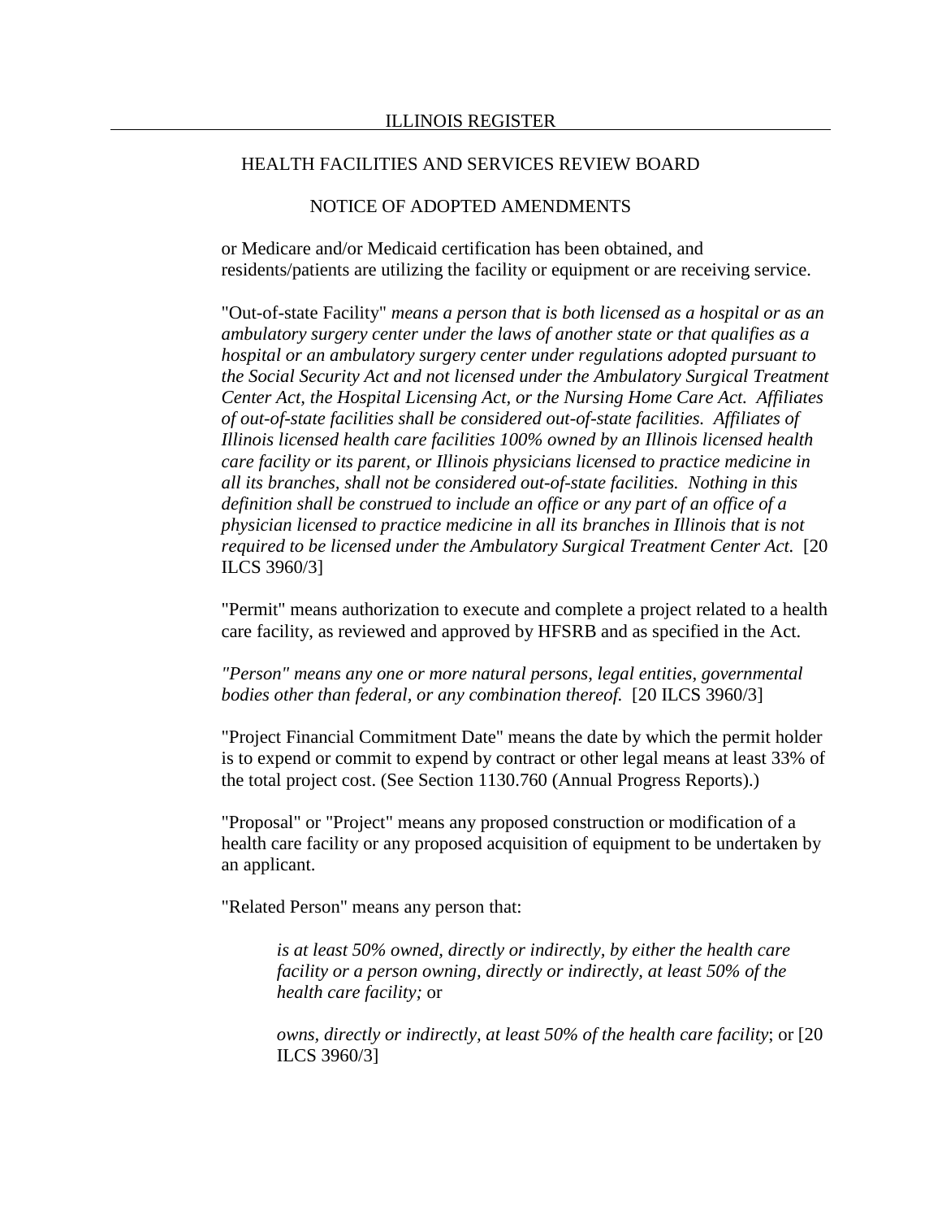or Medicare and/or Medicaid certification has been obtained, and residents/patients are utilizing the facility or equipment or are receiving service.

"Out-of-state Facility" *means a person that is both licensed as a hospital or as an ambulatory surgery center under the laws of another state or that qualifies as a hospital or an ambulatory surgery center under regulations adopted pursuant to the Social Security Act and not licensed under the Ambulatory Surgical Treatment Center Act, the Hospital Licensing Act, or the Nursing Home Care Act. Affiliates of out-of-state facilities shall be considered out-of-state facilities. Affiliates of Illinois licensed health care facilities 100% owned by an Illinois licensed health care facility or its parent, or Illinois physicians licensed to practice medicine in all its branches, shall not be considered out-of-state facilities. Nothing in this definition shall be construed to include an office or any part of an office of a physician licensed to practice medicine in all its branches in Illinois that is not required to be licensed under the Ambulatory Surgical Treatment Center Act.* [20 ILCS 3960/3]

"Permit" means authorization to execute and complete a project related to a health care facility, as reviewed and approved by HFSRB and as specified in the Act.

*"Person" means any one or more natural persons, legal entities, governmental bodies other than federal, or any combination thereof.* [20 ILCS 3960/3]

"Project Financial Commitment Date" means the date by which the permit holder is to expend or commit to expend by contract or other legal means at least 33% of the total project cost. (See Section 1130.760 (Annual Progress Reports).)

"Proposal" or "Project" means any proposed construction or modification of a health care facility or any proposed acquisition of equipment to be undertaken by an applicant.

"Related Person" means any person that:

> *is at least 50% owned, directly or indirectly, by either the health care facility or a person owning, directly or indirectly, at least 50% of the health care facility;* or
>
> *owns, directly or indirectly, at least 50% of the health care facility*; or [20 ILCS 3960/3]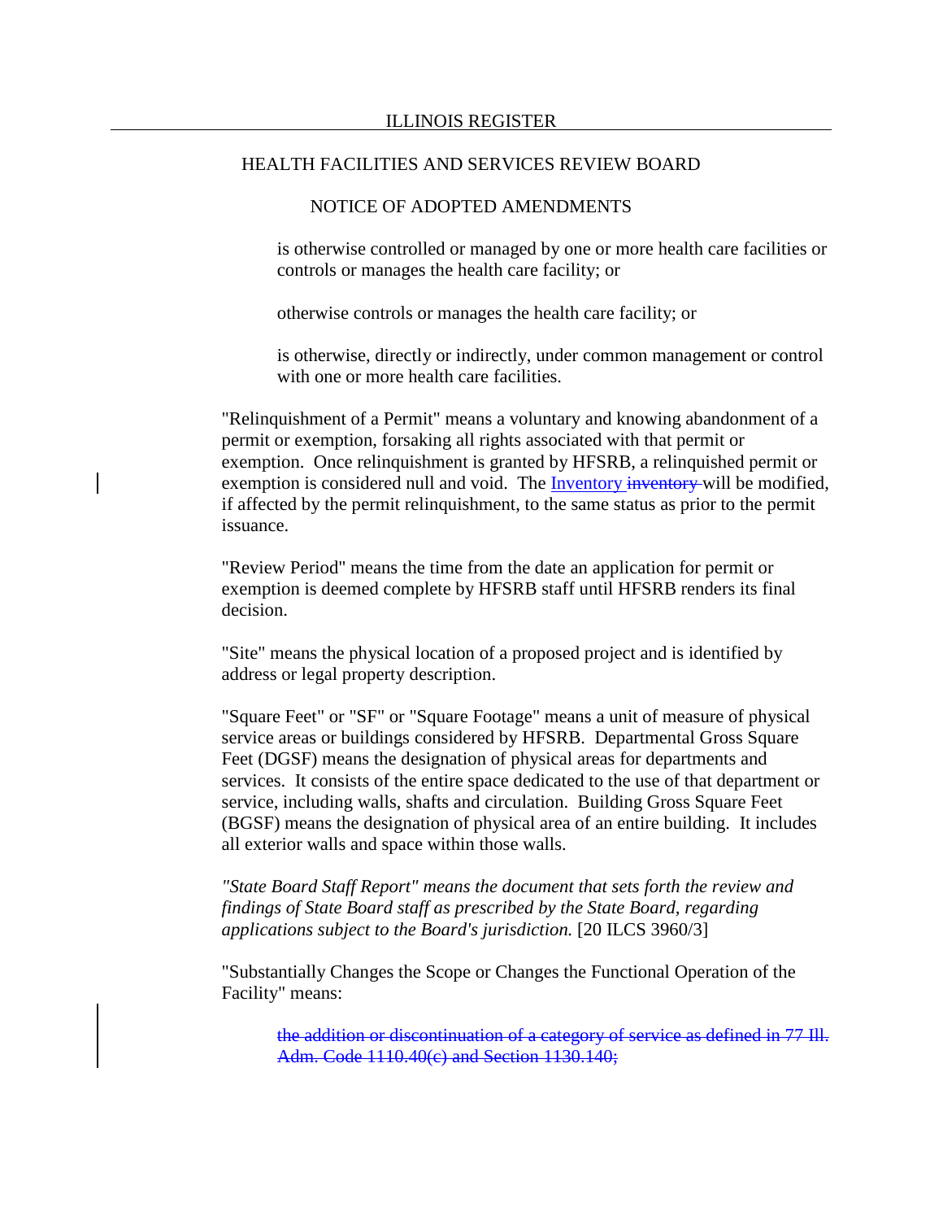is otherwise controlled or managed by one or more health care facilities or controls or manages the health care facility; or

otherwise controls or manages the health care facility; or

is otherwise, directly or indirectly, under common management or control with one or more health care facilities.

"Relinquishment of a Permit" means a voluntary and knowing abandonment of a permit or exemption, forsaking all rights associated with that permit or exemption. Once relinquishment is granted by HFSRB, a relinquished permit or exemption is considered null and void. The Inventory ~~inventory~~ will be modified, if affected by the permit relinquishment, to the same status as prior to the permit issuance.

"Review Period" means the time from the date an application for permit or exemption is deemed complete by HFSRB staff until HFSRB renders its final decision.

"Site" means the physical location of a proposed project and is identified by address or legal property description.

"Square Feet" or "SF" or "Square Footage" means a unit of measure of physical service areas or buildings considered by HFSRB. Departmental Gross Square Feet (DGSF) means the designation of physical areas for departments and services. It consists of the entire space dedicated to the use of that department or service, including walls, shafts and circulation. Building Gross Square Feet (BGSF) means the designation of physical area of an entire building. It includes all exterior walls and space within those walls.

*"State Board Staff Report" means the document that sets forth the review and findings of State Board staff as prescribed by the State Board, regarding applications subject to the Board's jurisdiction.* [20 ILCS 3960/3]

"Substantially Changes the Scope or Changes the Functional Operation of the Facility" means:

~~the addition or discontinuation of a category of service as defined in 77 Ill. Adm. Code 1110.40(c) and Section 1130.140;~~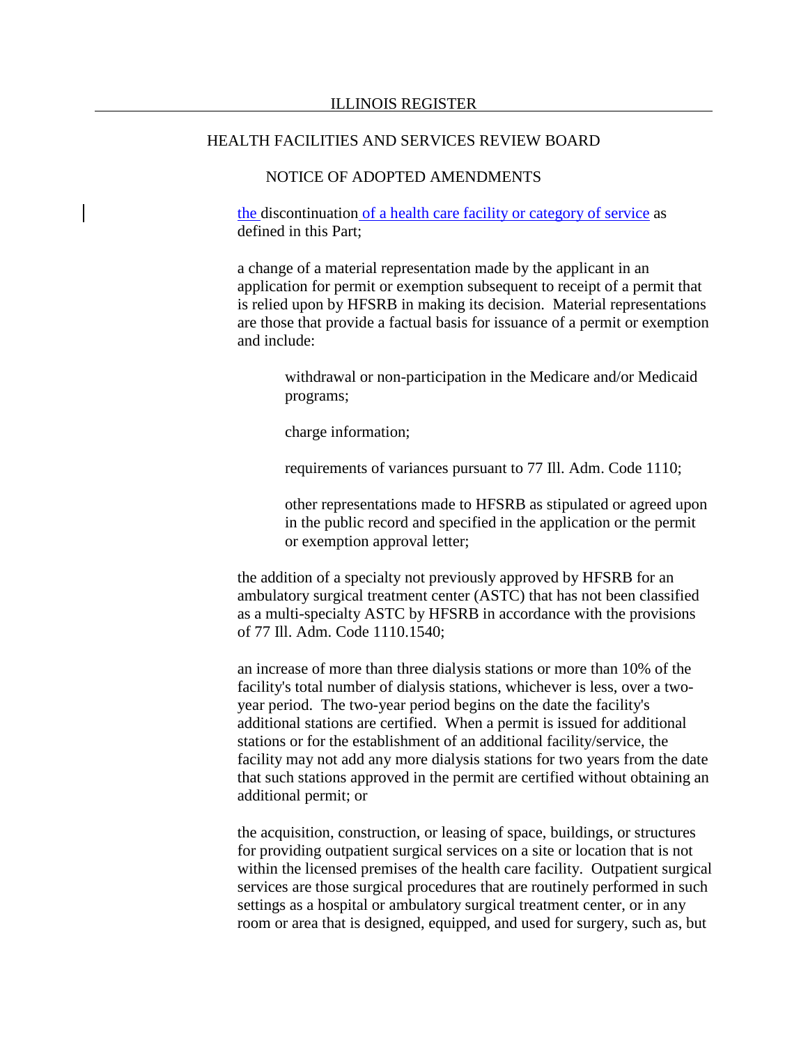ILLINOIS REGISTER

HEALTH FACILITIES AND SERVICES REVIEW BOARD

NOTICE OF ADOPTED AMENDMENTS

the discontinuation of a health care facility or category of service as defined in this Part;

a change of a material representation made by the applicant in an application for permit or exemption subsequent to receipt of a permit that is relied upon by HFSRB in making its decision. Material representations are those that provide a factual basis for issuance of a permit or exemption and include:

> withdrawal or non-participation in the Medicare and/or Medicaid programs;
>
> charge information;
>
> requirements of variances pursuant to 77 Ill. Adm. Code 1110;
>
> other representations made to HFSRB as stipulated or agreed upon in the public record and specified in the application or the permit or exemption approval letter;

the addition of a specialty not previously approved by HFSRB for an ambulatory surgical treatment center (ASTC) that has not been classified as a multi-specialty ASTC by HFSRB in accordance with the provisions of 77 Ill. Adm. Code 1110.1540;

an increase of more than three dialysis stations or more than 10% of the facility's total number of dialysis stations, whichever is less, over a two-year period. The two-year period begins on the date the facility's additional stations are certified. When a permit is issued for additional stations or for the establishment of an additional facility/service, the facility may not add any more dialysis stations for two years from the date that such stations approved in the permit are certified without obtaining an additional permit; or

the acquisition, construction, or leasing of space, buildings, or structures for providing outpatient surgical services on a site or location that is not within the licensed premises of the health care facility. Outpatient surgical services are those surgical procedures that are routinely performed in such settings as a hospital or ambulatory surgical treatment center, or in any room or area that is designed, equipped, and used for surgery, such as, but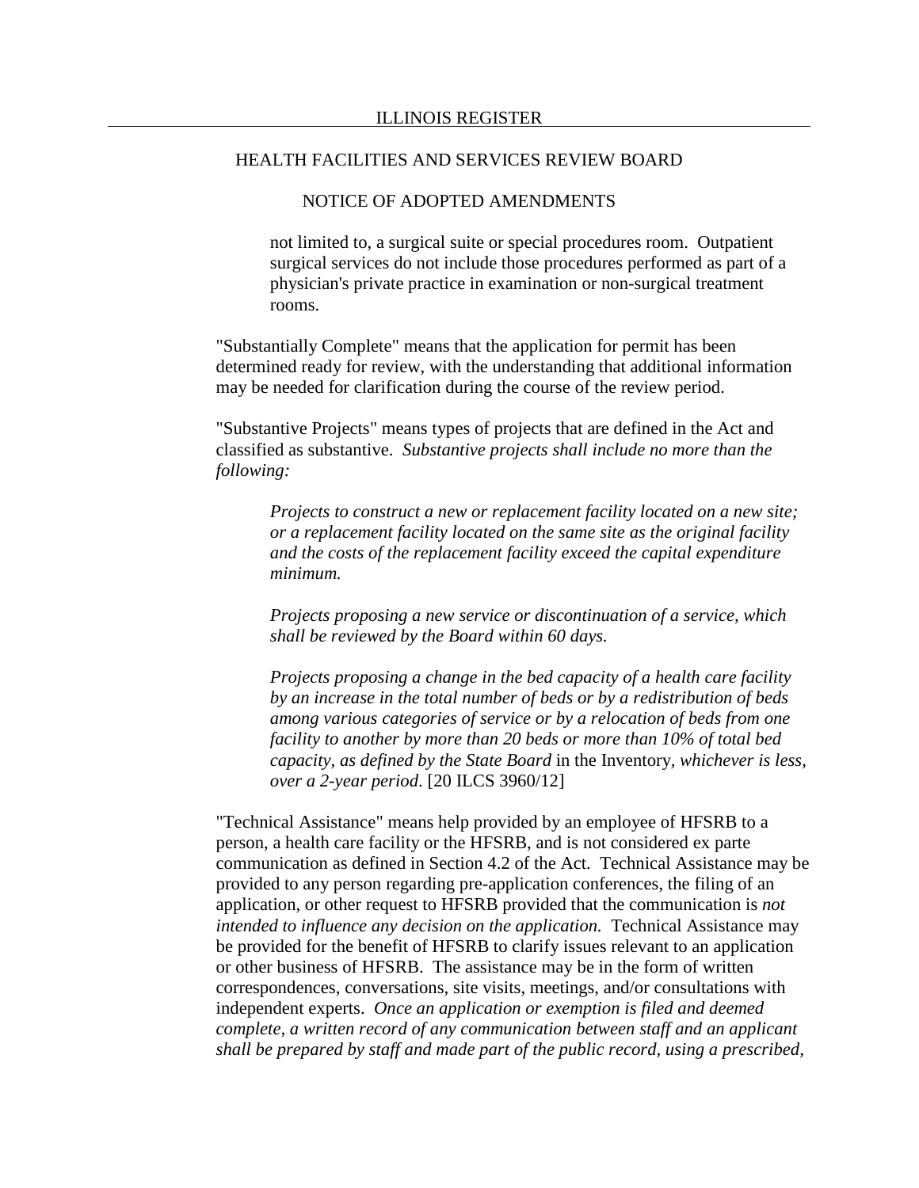not limited to, a surgical suite or special procedures room. Outpatient surgical services do not include those procedures performed as part of a physician's private practice in examination or non-surgical treatment rooms.

"Substantially Complete" means that the application for permit has been determined ready for review, with the understanding that additional information may be needed for clarification during the course of the review period.

"Substantive Projects" means types of projects that are defined in the Act and classified as substantive. *Substantive projects shall include no more than the following:*

> *Projects to construct a new or replacement facility located on a new site; or a replacement facility located on the same site as the original facility and the costs of the replacement facility exceed the capital expenditure minimum.*
>
> *Projects proposing a new service or discontinuation of a service, which shall be reviewed by the Board within 60 days.*
>
> *Projects proposing a change in the bed capacity of a health care facility by an increase in the total number of beds or by a redistribution of beds among various categories of service or by a relocation of beds from one facility to another by more than 20 beds or more than 10% of total bed capacity, as defined by the State Board* in the Inventory, *whichever is less, over a 2-year period*. [20 ILCS 3960/12]

"Technical Assistance" means help provided by an employee of HFSRB to a person, a health care facility or the HFSRB, and is not considered ex parte communication as defined in Section 4.2 of the Act. Technical Assistance may be provided to any person regarding pre-application conferences, the filing of an application, or other request to HFSRB provided that the communication is *not intended to influence any decision on the application.* Technical Assistance may be provided for the benefit of HFSRB to clarify issues relevant to an application or other business of HFSRB. The assistance may be in the form of written correspondences, conversations, site visits, meetings, and/or consultations with independent experts. *Once an application or exemption is filed and deemed complete, a written record of any communication between staff and an applicant shall be prepared by staff and made part of the public record, using a prescribed,*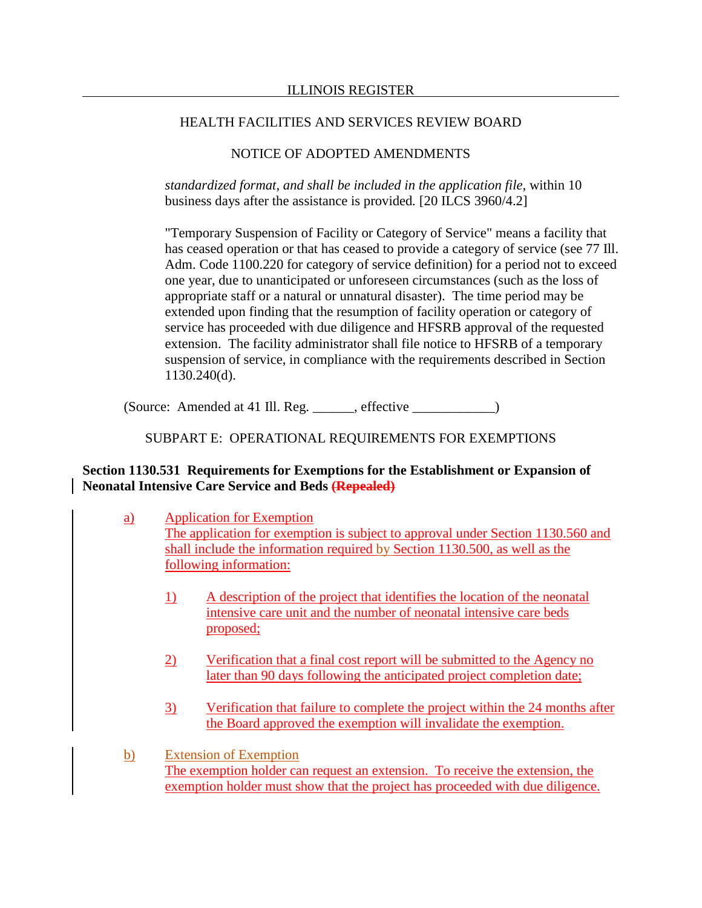*standardized format, and shall be included in the application file*, within 10 business days after the assistance is provided. [20 ILCS 3960/4.2]

"Temporary Suspension of Facility or Category of Service" means a facility that has ceased operation or that has ceased to provide a category of service (see 77 Ill. Adm. Code 1100.220 for category of service definition) for a period not to exceed one year, due to unanticipated or unforeseen circumstances (such as the loss of appropriate staff or a natural or unnatural disaster). The time period may be extended upon finding that the resumption of facility operation or category of service has proceeded with due diligence and HFSRB approval of the requested extension. The facility administrator shall file notice to HFSRB of a temporary suspension of service, in compliance with the requirements described in Section 1130.240(d).

(Source: Amended at 41 Ill. Reg. ______, effective ____________)

SUBPART E: OPERATIONAL REQUIREMENTS FOR EXEMPTIONS

**Section 1130.531 Requirements for Exemptions for the Establishment or Expansion of Neonatal Intensive Care Service and Beds ~~(Repealed)~~**

a) Application for Exemption
The application for exemption is subject to approval under Section 1130.560 and shall include the information required by Section 1130.500, as well as the following information:

1) A description of the project that identifies the location of the neonatal intensive care unit and the number of neonatal intensive care beds proposed;

2) Verification that a final cost report will be submitted to the Agency no later than 90 days following the anticipated project completion date;

3) Verification that failure to complete the project within the 24 months after the Board approved the exemption will invalidate the exemption.

b) Extension of Exemption
The exemption holder can request an extension. To receive the extension, the exemption holder must show that the project has proceeded with due diligence.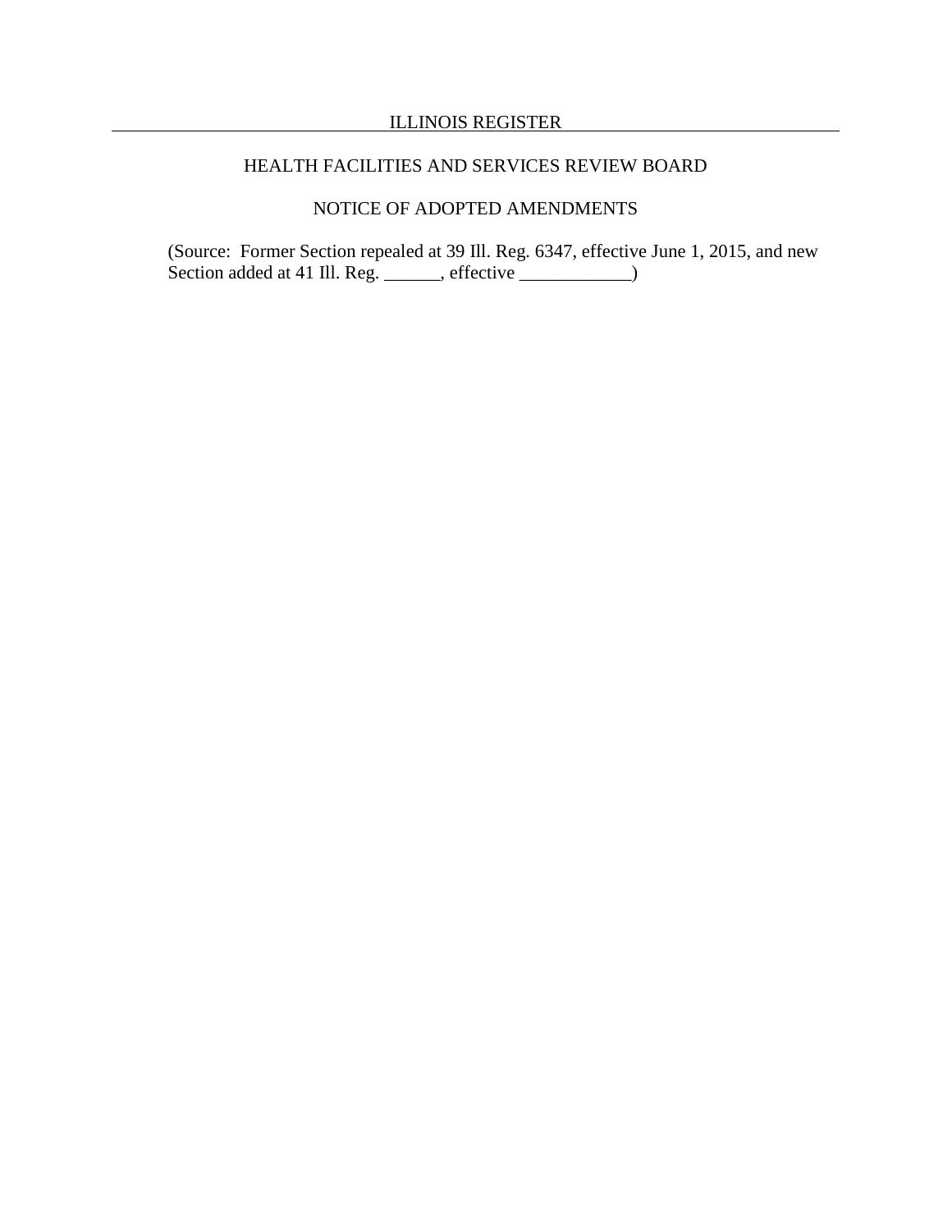(Source: Former Section repealed at 39 Ill. Reg. 6347, effective June 1, 2015, and new Section added at 41 Ill. Reg. ______, effective ____________)